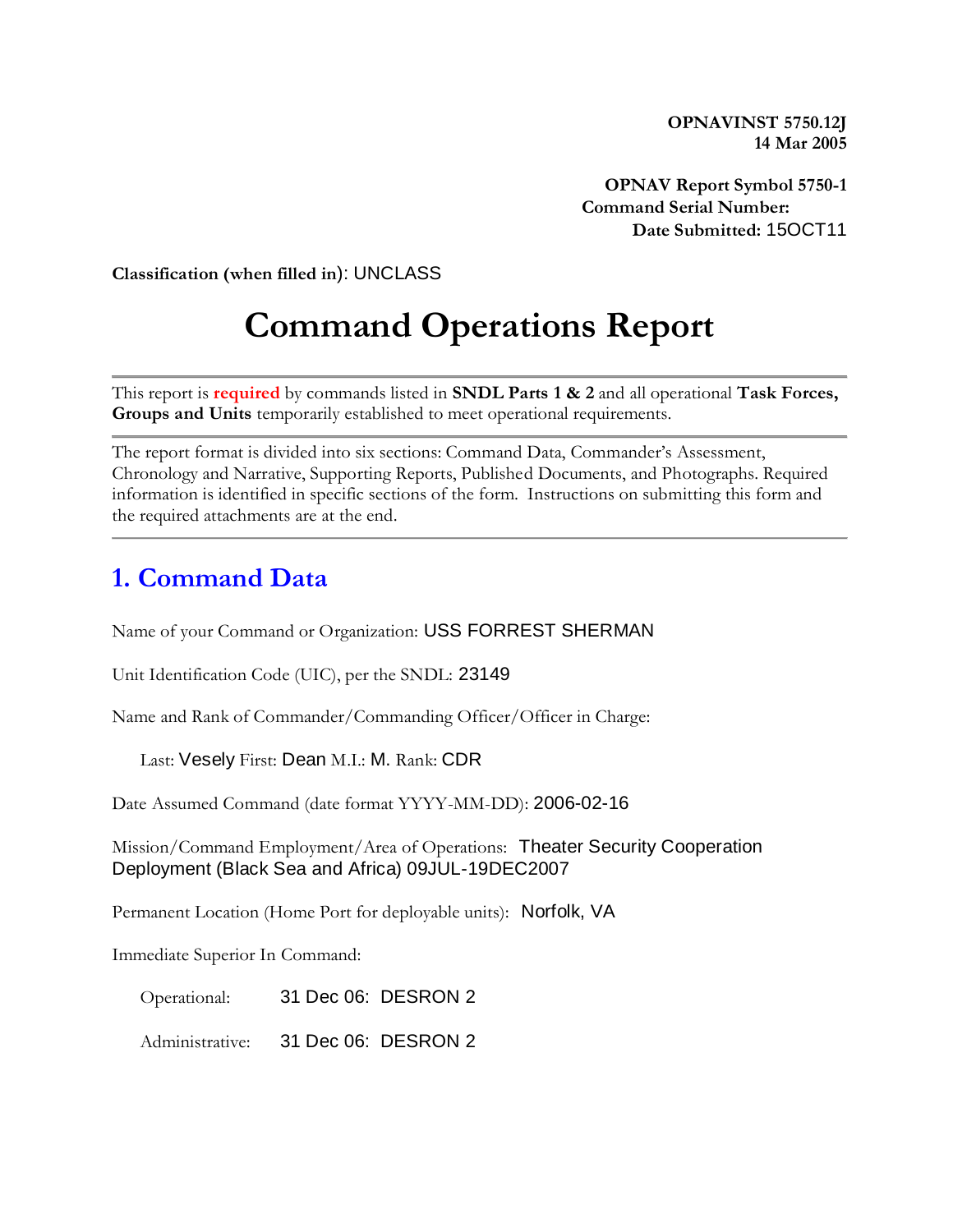**OPNAVINST 5750.12J**
**14 Mar 2005**

**OPNAV Report Symbol 5750-1**
**Command Serial Number:**
**Date Submitted:** 15OCT11

**Classification (when filled in)**: UNCLASS

# Command Operations Report

---

This report is **required** by commands listed in **SNDL Parts 1 & 2** and all operational **Task Forces, Groups and Units** temporarily established to meet operational requirements.

---

The report format is divided into six sections: Command Data, Commander's Assessment, Chronology and Narrative, Supporting Reports, Published Documents, and Photographs. Required information is identified in specific sections of the form. Instructions on submitting this form and the required attachments are at the end.

---

## 1. Command Data

Name of your Command or Organization: USS FORREST SHERMAN

Unit Identification Code (UIC), per the SNDL: 23149

Name and Rank of Commander/Commanding Officer/Officer in Charge:

Last: Vesely First: Dean M.I.: M. Rank: CDR

Date Assumed Command (date format YYYY-MM-DD): 2006-02-16

Mission/Command Employment/Area of Operations: Theater Security Cooperation Deployment (Black Sea and Africa) 09JUL-19DEC2007

Permanent Location (Home Port for deployable units): Norfolk, VA

Immediate Superior In Command:

Operational: 31 Dec 06: DESRON 2

Administrative: 31 Dec 06: DESRON 2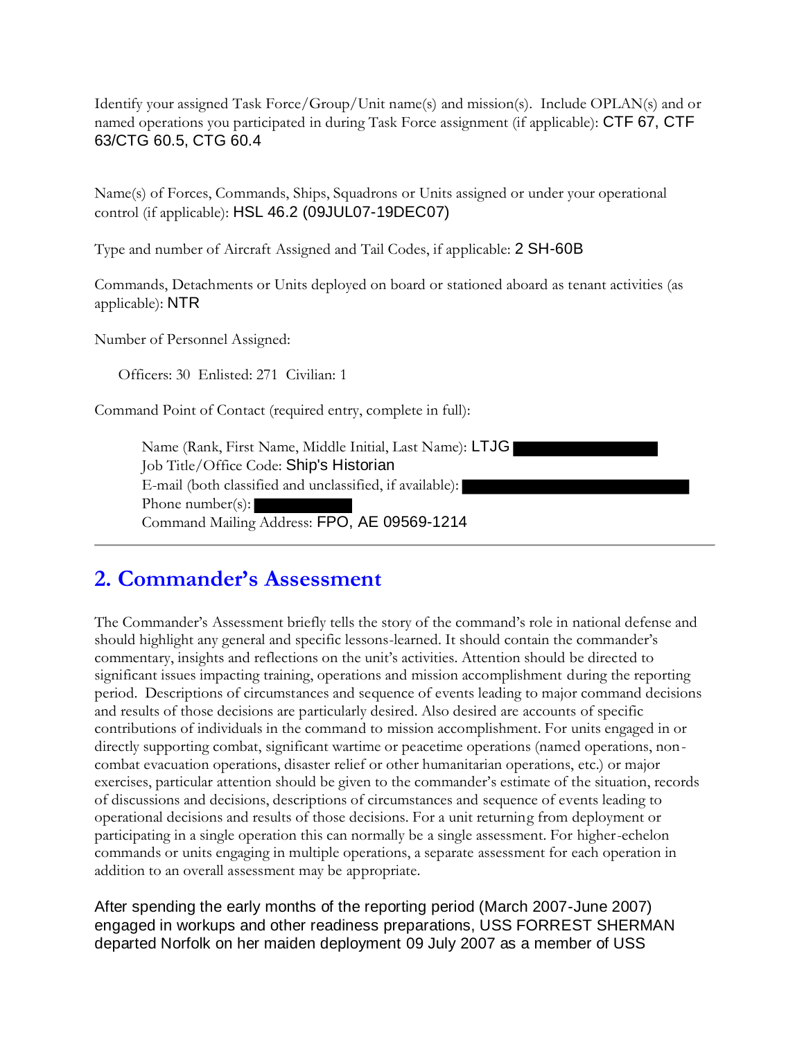Identify your assigned Task Force/Group/Unit name(s) and mission(s). Include OPLAN(s) and or named operations you participated in during Task Force assignment (if applicable): CTF 67, CTF 63/CTG 60.5, CTG 60.4

Name(s) of Forces, Commands, Ships, Squadrons or Units assigned or under your operational control (if applicable): HSL 46.2 (09JUL07-19DEC07)

Type and number of Aircraft Assigned and Tail Codes, if applicable: 2 SH-60B

Commands, Detachments or Units deployed on board or stationed aboard as tenant activities (as applicable): NTR

Number of Personnel Assigned:

Officers: 30 Enlisted: 271 Civilian: 1

Command Point of Contact (required entry, complete in full):

Name (Rank, First Name, Middle Initial, Last Name): LTJG
Job Title/Office Code: Ship's Historian
E-mail (both classified and unclassified, if available):
Phone number(s):
Command Mailing Address: FPO, AE 09569-1214

---

## 2. Commander's Assessment

The Commander's Assessment briefly tells the story of the command's role in national defense and should highlight any general and specific lessons-learned. It should contain the commander's commentary, insights and reflections on the unit's activities. Attention should be directed to significant issues impacting training, operations and mission accomplishment during the reporting period. Descriptions of circumstances and sequence of events leading to major command decisions and results of those decisions are particularly desired. Also desired are accounts of specific contributions of individuals in the command to mission accomplishment. For units engaged in or directly supporting combat, significant wartime or peacetime operations (named operations, non-combat evacuation operations, disaster relief or other humanitarian operations, etc.) or major exercises, particular attention should be given to the commander's estimate of the situation, records of discussions and decisions, descriptions of circumstances and sequence of events leading to operational decisions and results of those decisions. For a unit returning from deployment or participating in a single operation this can normally be a single assessment. For higher-echelon commands or units engaging in multiple operations, a separate assessment for each operation in addition to an overall assessment may be appropriate.

After spending the early months of the reporting period (March 2007-June 2007) engaged in workups and other readiness preparations, USS FORREST SHERMAN departed Norfolk on her maiden deployment 09 July 2007 as a member of USS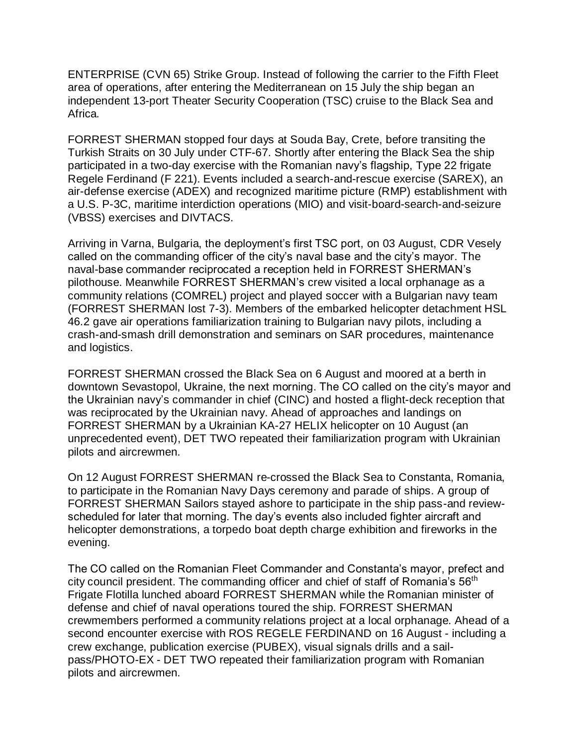ENTERPRISE (CVN 65) Strike Group. Instead of following the carrier to the Fifth Fleet area of operations, after entering the Mediterranean on 15 July the ship began an independent 13-port Theater Security Cooperation (TSC) cruise to the Black Sea and Africa.

FORREST SHERMAN stopped four days at Souda Bay, Crete, before transiting the Turkish Straits on 30 July under CTF-67. Shortly after entering the Black Sea the ship participated in a two-day exercise with the Romanian navy's flagship, Type 22 frigate Regele Ferdinand (F 221). Events included a search-and-rescue exercise (SAREX), an air-defense exercise (ADEX) and recognized maritime picture (RMP) establishment with a U.S. P-3C, maritime interdiction operations (MIO) and visit-board-search-and-seizure (VBSS) exercises and DIVTACS.

Arriving in Varna, Bulgaria, the deployment's first TSC port, on 03 August, CDR Vesely called on the commanding officer of the city's naval base and the city's mayor. The naval-base commander reciprocated a reception held in FORREST SHERMAN's pilothouse. Meanwhile FORREST SHERMAN's crew visited a local orphanage as a community relations (COMREL) project and played soccer with a Bulgarian navy team (FORREST SHERMAN lost 7-3). Members of the embarked helicopter detachment HSL 46.2 gave air operations familiarization training to Bulgarian navy pilots, including a crash-and-smash drill demonstration and seminars on SAR procedures, maintenance and logistics.

FORREST SHERMAN crossed the Black Sea on 6 August and moored at a berth in downtown Sevastopol, Ukraine, the next morning. The CO called on the city's mayor and the Ukrainian navy's commander in chief (CINC) and hosted a flight-deck reception that was reciprocated by the Ukrainian navy. Ahead of approaches and landings on FORREST SHERMAN by a Ukrainian KA-27 HELIX helicopter on 10 August (an unprecedented event), DET TWO repeated their familiarization program with Ukrainian pilots and aircrewmen.

On 12 August FORREST SHERMAN re-crossed the Black Sea to Constanta, Romania, to participate in the Romanian Navy Days ceremony and parade of ships. A group of FORREST SHERMAN Sailors stayed ashore to participate in the ship pass-and review-scheduled for later that morning. The day's events also included fighter aircraft and helicopter demonstrations, a torpedo boat depth charge exhibition and fireworks in the evening.

The CO called on the Romanian Fleet Commander and Constanta's mayor, prefect and city council president. The commanding officer and chief of staff of Romania's 56th Frigate Flotilla lunched aboard FORREST SHERMAN while the Romanian minister of defense and chief of naval operations toured the ship. FORREST SHERMAN crewmembers performed a community relations project at a local orphanage. Ahead of a second encounter exercise with ROS REGELE FERDINAND on 16 August - including a crew exchange, publication exercise (PUBEX), visual signals drills and a sail-pass/PHOTO-EX - DET TWO repeated their familiarization program with Romanian pilots and aircrewmen.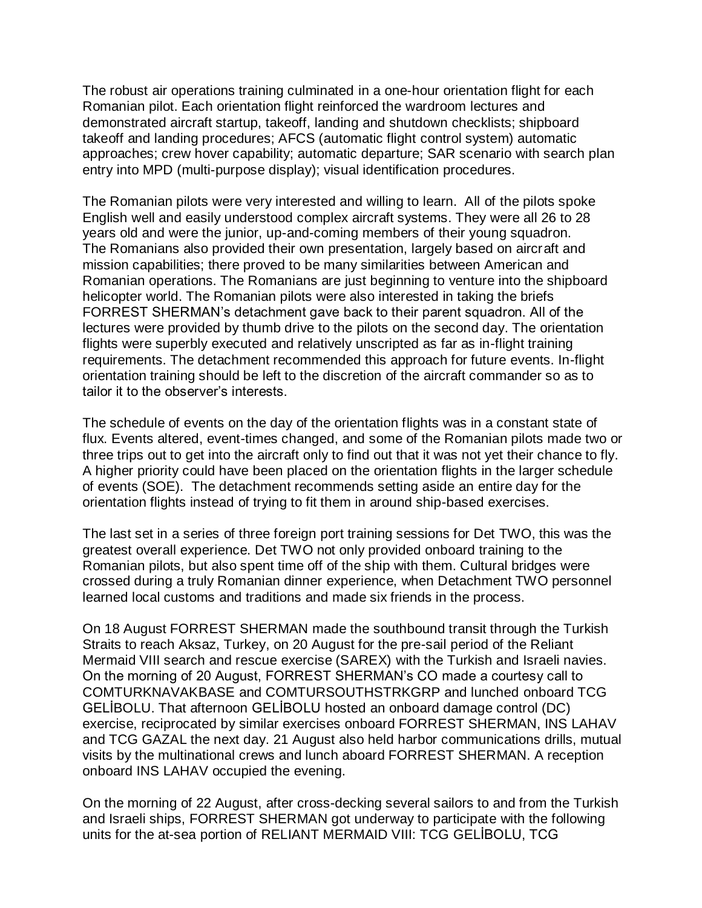The robust air operations training culminated in a one-hour orientation flight for each Romanian pilot. Each orientation flight reinforced the wardroom lectures and demonstrated aircraft startup, takeoff, landing and shutdown checklists; shipboard takeoff and landing procedures; AFCS (automatic flight control system) automatic approaches; crew hover capability; automatic departure; SAR scenario with search plan entry into MPD (multi-purpose display); visual identification procedures.

The Romanian pilots were very interested and willing to learn. All of the pilots spoke English well and easily understood complex aircraft systems. They were all 26 to 28 years old and were the junior, up-and-coming members of their young squadron. The Romanians also provided their own presentation, largely based on aircraft and mission capabilities; there proved to be many similarities between American and Romanian operations. The Romanians are just beginning to venture into the shipboard helicopter world. The Romanian pilots were also interested in taking the briefs FORREST SHERMAN's detachment gave back to their parent squadron. All of the lectures were provided by thumb drive to the pilots on the second day. The orientation flights were superbly executed and relatively unscripted as far as in-flight training requirements. The detachment recommended this approach for future events. In-flight orientation training should be left to the discretion of the aircraft commander so as to tailor it to the observer's interests.

The schedule of events on the day of the orientation flights was in a constant state of flux. Events altered, event-times changed, and some of the Romanian pilots made two or three trips out to get into the aircraft only to find out that it was not yet their chance to fly. A higher priority could have been placed on the orientation flights in the larger schedule of events (SOE). The detachment recommends setting aside an entire day for the orientation flights instead of trying to fit them in around ship-based exercises.

The last set in a series of three foreign port training sessions for Det TWO, this was the greatest overall experience. Det TWO not only provided onboard training to the Romanian pilots, but also spent time off of the ship with them. Cultural bridges were crossed during a truly Romanian dinner experience, when Detachment TWO personnel learned local customs and traditions and made six friends in the process.

On 18 August FORREST SHERMAN made the southbound transit through the Turkish Straits to reach Aksaz, Turkey, on 20 August for the pre-sail period of the Reliant Mermaid VIII search and rescue exercise (SAREX) with the Turkish and Israeli navies. On the morning of 20 August, FORREST SHERMAN's CO made a courtesy call to COMTURKNAVAKBASE and COMTURSOUTHSTRKGRP and lunched onboard TCG GELİBOLU. That afternoon GELİBOLU hosted an onboard damage control (DC) exercise, reciprocated by similar exercises onboard FORREST SHERMAN, INS LAHAV and TCG GAZAL the next day. 21 August also held harbor communications drills, mutual visits by the multinational crews and lunch aboard FORREST SHERMAN. A reception onboard INS LAHAV occupied the evening.

On the morning of 22 August, after cross-decking several sailors to and from the Turkish and Israeli ships, FORREST SHERMAN got underway to participate with the following units for the at-sea portion of RELIANT MERMAID VIII: TCG GELİBOLU, TCG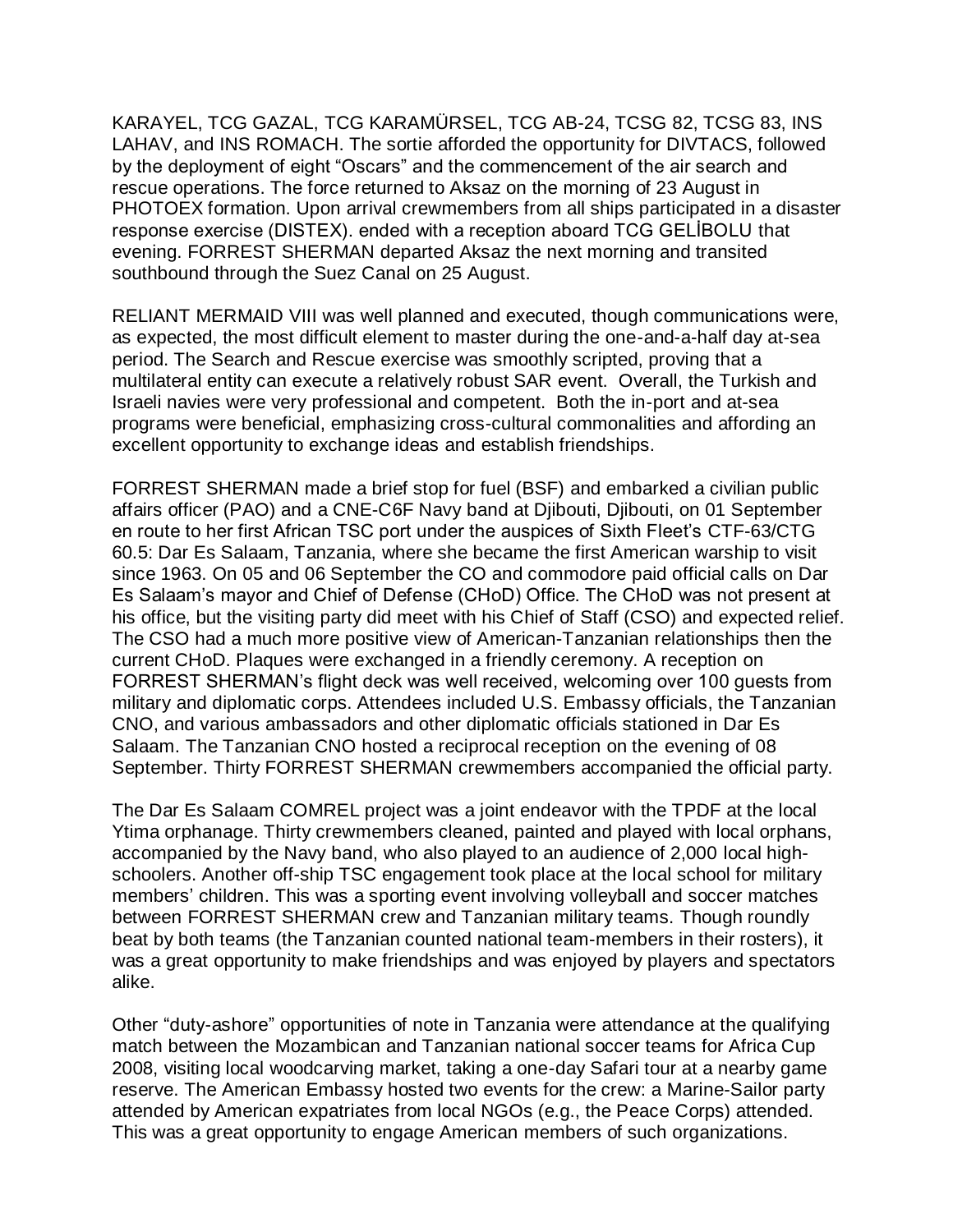KARAYEL, TCG GAZAL, TCG KARAMÜRSEL, TCG AB-24, TCSG 82, TCSG 83, INS LAHAV, and INS ROMACH. The sortie afforded the opportunity for DIVTACS, followed by the deployment of eight "Oscars" and the commencement of the air search and rescue operations. The force returned to Aksaz on the morning of 23 August in PHOTOEX formation. Upon arrival crewmembers from all ships participated in a disaster response exercise (DISTEX). ended with a reception aboard TCG GELİBOLU that evening. FORREST SHERMAN departed Aksaz the next morning and transited southbound through the Suez Canal on 25 August.

RELIANT MERMAID VIII was well planned and executed, though communications were, as expected, the most difficult element to master during the one-and-a-half day at-sea period. The Search and Rescue exercise was smoothly scripted, proving that a multilateral entity can execute a relatively robust SAR event. Overall, the Turkish and Israeli navies were very professional and competent. Both the in-port and at-sea programs were beneficial, emphasizing cross-cultural commonalities and affording an excellent opportunity to exchange ideas and establish friendships.

FORREST SHERMAN made a brief stop for fuel (BSF) and embarked a civilian public affairs officer (PAO) and a CNE-C6F Navy band at Djibouti, Djibouti, on 01 September en route to her first African TSC port under the auspices of Sixth Fleet's CTF-63/CTG 60.5: Dar Es Salaam, Tanzania, where she became the first American warship to visit since 1963. On 05 and 06 September the CO and commodore paid official calls on Dar Es Salaam's mayor and Chief of Defense (CHoD) Office. The CHoD was not present at his office, but the visiting party did meet with his Chief of Staff (CSO) and expected relief. The CSO had a much more positive view of American-Tanzanian relationships then the current CHoD. Plaques were exchanged in a friendly ceremony. A reception on FORREST SHERMAN's flight deck was well received, welcoming over 100 guests from military and diplomatic corps. Attendees included U.S. Embassy officials, the Tanzanian CNO, and various ambassadors and other diplomatic officials stationed in Dar Es Salaam. The Tanzanian CNO hosted a reciprocal reception on the evening of 08 September. Thirty FORREST SHERMAN crewmembers accompanied the official party.

The Dar Es Salaam COMREL project was a joint endeavor with the TPDF at the local Ytima orphanage. Thirty crewmembers cleaned, painted and played with local orphans, accompanied by the Navy band, who also played to an audience of 2,000 local high-schoolers. Another off-ship TSC engagement took place at the local school for military members' children. This was a sporting event involving volleyball and soccer matches between FORREST SHERMAN crew and Tanzanian military teams. Though roundly beat by both teams (the Tanzanian counted national team-members in their rosters), it was a great opportunity to make friendships and was enjoyed by players and spectators alike.

Other "duty-ashore" opportunities of note in Tanzania were attendance at the qualifying match between the Mozambican and Tanzanian national soccer teams for Africa Cup 2008, visiting local woodcarving market, taking a one-day Safari tour at a nearby game reserve. The American Embassy hosted two events for the crew: a Marine-Sailor party attended by American expatriates from local NGOs (e.g., the Peace Corps) attended. This was a great opportunity to engage American members of such organizations.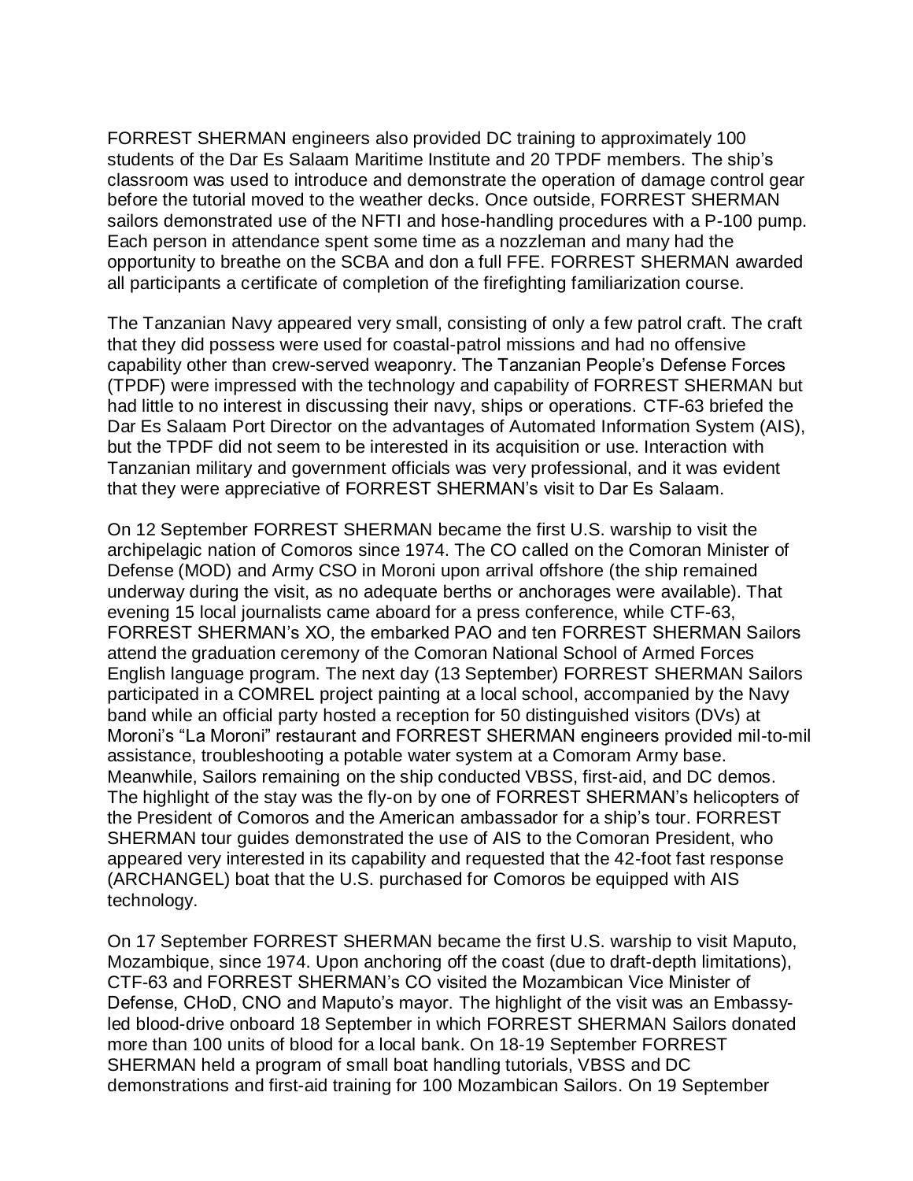FORREST SHERMAN engineers also provided DC training to approximately 100 students of the Dar Es Salaam Maritime Institute and 20 TPDF members. The ship's classroom was used to introduce and demonstrate the operation of damage control gear before the tutorial moved to the weather decks. Once outside, FORREST SHERMAN sailors demonstrated use of the NFTI and hose-handling procedures with a P-100 pump. Each person in attendance spent some time as a nozzleman and many had the opportunity to breathe on the SCBA and don a full FFE. FORREST SHERMAN awarded all participants a certificate of completion of the firefighting familiarization course.

The Tanzanian Navy appeared very small, consisting of only a few patrol craft. The craft that they did possess were used for coastal-patrol missions and had no offensive capability other than crew-served weaponry. The Tanzanian People's Defense Forces (TPDF) were impressed with the technology and capability of FORREST SHERMAN but had little to no interest in discussing their navy, ships or operations. CTF-63 briefed the Dar Es Salaam Port Director on the advantages of Automated Information System (AIS), but the TPDF did not seem to be interested in its acquisition or use. Interaction with Tanzanian military and government officials was very professional, and it was evident that they were appreciative of FORREST SHERMAN's visit to Dar Es Salaam.

On 12 September FORREST SHERMAN became the first U.S. warship to visit the archipelagic nation of Comoros since 1974. The CO called on the Comoran Minister of Defense (MOD) and Army CSO in Moroni upon arrival offshore (the ship remained underway during the visit, as no adequate berths or anchorages were available). That evening 15 local journalists came aboard for a press conference, while CTF-63, FORREST SHERMAN's XO, the embarked PAO and ten FORREST SHERMAN Sailors attend the graduation ceremony of the Comoran National School of Armed Forces English language program. The next day (13 September) FORREST SHERMAN Sailors participated in a COMREL project painting at a local school, accompanied by the Navy band while an official party hosted a reception for 50 distinguished visitors (DVs) at Moroni's "La Moroni" restaurant and FORREST SHERMAN engineers provided mil-to-mil assistance, troubleshooting a potable water system at a Comoram Army base. Meanwhile, Sailors remaining on the ship conducted VBSS, first-aid, and DC demos. The highlight of the stay was the fly-on by one of FORREST SHERMAN's helicopters of the President of Comoros and the American ambassador for a ship's tour. FORREST SHERMAN tour guides demonstrated the use of AIS to the Comoran President, who appeared very interested in its capability and requested that the 42-foot fast response (ARCHANGEL) boat that the U.S. purchased for Comoros be equipped with AIS technology.

On 17 September FORREST SHERMAN became the first U.S. warship to visit Maputo, Mozambique, since 1974. Upon anchoring off the coast (due to draft-depth limitations), CTF-63 and FORREST SHERMAN's CO visited the Mozambican Vice Minister of Defense, CHoD, CNO and Maputo's mayor. The highlight of the visit was an Embassy-led blood-drive onboard 18 September in which FORREST SHERMAN Sailors donated more than 100 units of blood for a local bank. On 18-19 September FORREST SHERMAN held a program of small boat handling tutorials, VBSS and DC demonstrations and first-aid training for 100 Mozambican Sailors. On 19 September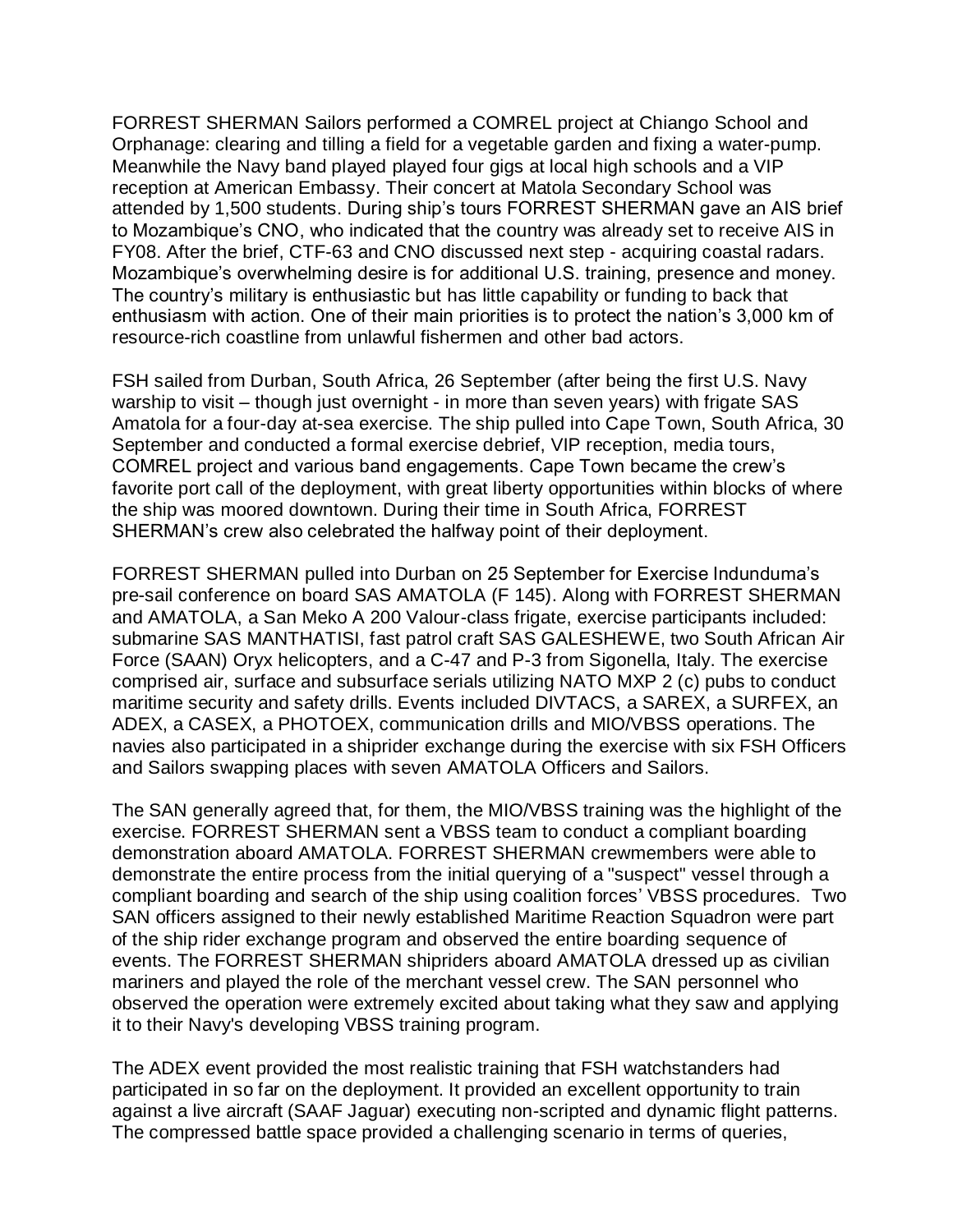FORREST SHERMAN Sailors performed a COMREL project at Chiango School and Orphanage: clearing and tilling a field for a vegetable garden and fixing a water-pump. Meanwhile the Navy band played four gigs at local high schools and a VIP reception at American Embassy. Their concert at Matola Secondary School was attended by 1,500 students. During ship's tours FORREST SHERMAN gave an AIS brief to Mozambique's CNO, who indicated that the country was already set to receive AIS in FY08. After the brief, CTF-63 and CNO discussed next step - acquiring coastal radars. Mozambique's overwhelming desire is for additional U.S. training, presence and money. The country's military is enthusiastic but has little capability or funding to back that enthusiasm with action. One of their main priorities is to protect the nation's 3,000 km of resource-rich coastline from unlawful fishermen and other bad actors.

FSH sailed from Durban, South Africa, 26 September (after being the first U.S. Navy warship to visit – though just overnight - in more than seven years) with frigate SAS Amatola for a four-day at-sea exercise. The ship pulled into Cape Town, South Africa, 30 September and conducted a formal exercise debrief, VIP reception, media tours, COMREL project and various band engagements. Cape Town became the crew's favorite port call of the deployment, with great liberty opportunities within blocks of where the ship was moored downtown. During their time in South Africa, FORREST SHERMAN's crew also celebrated the halfway point of their deployment.

FORREST SHERMAN pulled into Durban on 25 September for Exercise Indunduma's pre-sail conference on board SAS AMATOLA (F 145). Along with FORREST SHERMAN and AMATOLA, a San Meko A 200 Valour-class frigate, exercise participants included: submarine SAS MANTHATISI, fast patrol craft SAS GALESHEWE, two South African Air Force (SAAN) Oryx helicopters, and a C-47 and P-3 from Sigonella, Italy. The exercise comprised air, surface and subsurface serials utilizing NATO MXP 2 (c) pubs to conduct maritime security and safety drills. Events included DIVTACS, a SAREX, a SURFEX, an ADEX, a CASEX, a PHOTOEX, communication drills and MIO/VBSS operations. The navies also participated in a shiprider exchange during the exercise with six FSH Officers and Sailors swapping places with seven AMATOLA Officers and Sailors.

The SAN generally agreed that, for them, the MIO/VBSS training was the highlight of the exercise. FORREST SHERMAN sent a VBSS team to conduct a compliant boarding demonstration aboard AMATOLA. FORREST SHERMAN crewmembers were able to demonstrate the entire process from the initial querying of a "suspect" vessel through a compliant boarding and search of the ship using coalition forces' VBSS procedures. Two SAN officers assigned to their newly established Maritime Reaction Squadron were part of the ship rider exchange program and observed the entire boarding sequence of events. The FORREST SHERMAN shipriders aboard AMATOLA dressed up as civilian mariners and played the role of the merchant vessel crew. The SAN personnel who observed the operation were extremely excited about taking what they saw and applying it to their Navy's developing VBSS training program.

The ADEX event provided the most realistic training that FSH watchstanders had participated in so far on the deployment. It provided an excellent opportunity to train against a live aircraft (SAAF Jaguar) executing non-scripted and dynamic flight patterns. The compressed battle space provided a challenging scenario in terms of queries,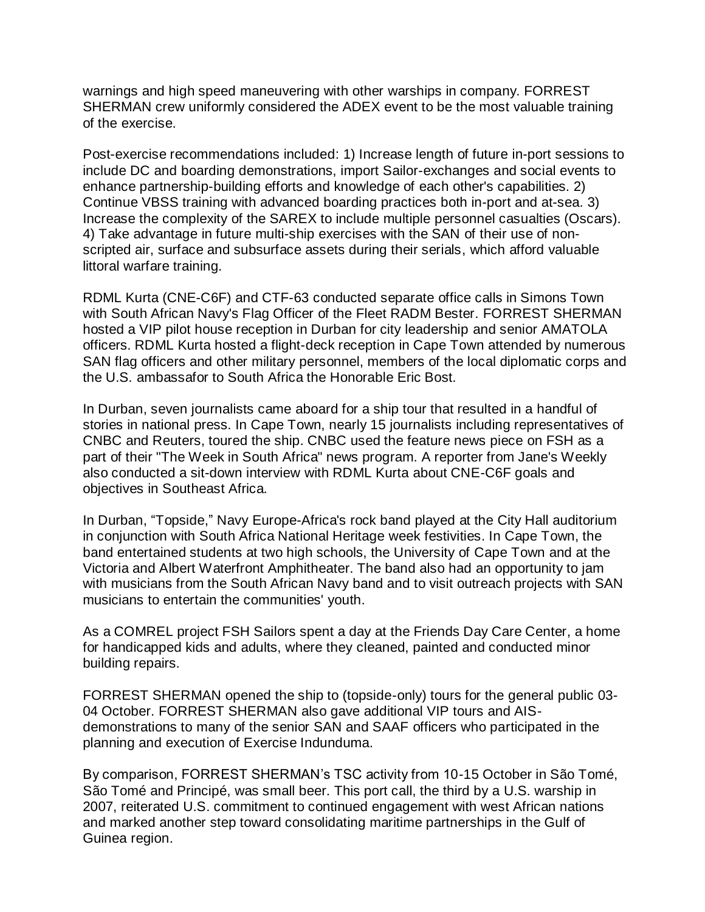warnings and high speed maneuvering with other warships in company. FORREST SHERMAN crew uniformly considered the ADEX event to be the most valuable training of the exercise.

Post-exercise recommendations included: 1) Increase length of future in-port sessions to include DC and boarding demonstrations, import Sailor-exchanges and social events to enhance partnership-building efforts and knowledge of each other's capabilities. 2) Continue VBSS training with advanced boarding practices both in-port and at-sea. 3) Increase the complexity of the SAREX to include multiple personnel casualties (Oscars). 4) Take advantage in future multi-ship exercises with the SAN of their use of non-scripted air, surface and subsurface assets during their serials, which afford valuable littoral warfare training.

RDML Kurta (CNE-C6F) and CTF-63 conducted separate office calls in Simons Town with South African Navy's Flag Officer of the Fleet RADM Bester. FORREST SHERMAN hosted a VIP pilot house reception in Durban for city leadership and senior AMATOLA officers. RDML Kurta hosted a flight-deck reception in Cape Town attended by numerous SAN flag officers and other military personnel, members of the local diplomatic corps and the U.S. ambassafor to South Africa the Honorable Eric Bost.

In Durban, seven journalists came aboard for a ship tour that resulted in a handful of stories in national press. In Cape Town, nearly 15 journalists including representatives of CNBC and Reuters, toured the ship. CNBC used the feature news piece on FSH as a part of their "The Week in South Africa" news program. A reporter from Jane's Weekly also conducted a sit-down interview with RDML Kurta about CNE-C6F goals and objectives in Southeast Africa.

In Durban, "Topside," Navy Europe-Africa's rock band played at the City Hall auditorium in conjunction with South Africa National Heritage week festivities. In Cape Town, the band entertained students at two high schools, the University of Cape Town and at the Victoria and Albert Waterfront Amphitheater. The band also had an opportunity to jam with musicians from the South African Navy band and to visit outreach projects with SAN musicians to entertain the communities' youth.

As a COMREL project FSH Sailors spent a day at the Friends Day Care Center, a home for handicapped kids and adults, where they cleaned, painted and conducted minor building repairs.

FORREST SHERMAN opened the ship to (topside-only) tours for the general public 03-04 October. FORREST SHERMAN also gave additional VIP tours and AIS-demonstrations to many of the senior SAN and SAAF officers who participated in the planning and execution of Exercise Indunduma.

By comparison, FORREST SHERMAN's TSC activity from 10-15 October in São Tomé, São Tomé and Principé, was small beer. This port call, the third by a U.S. warship in 2007, reiterated U.S. commitment to continued engagement with west African nations and marked another step toward consolidating maritime partnerships in the Gulf of Guinea region.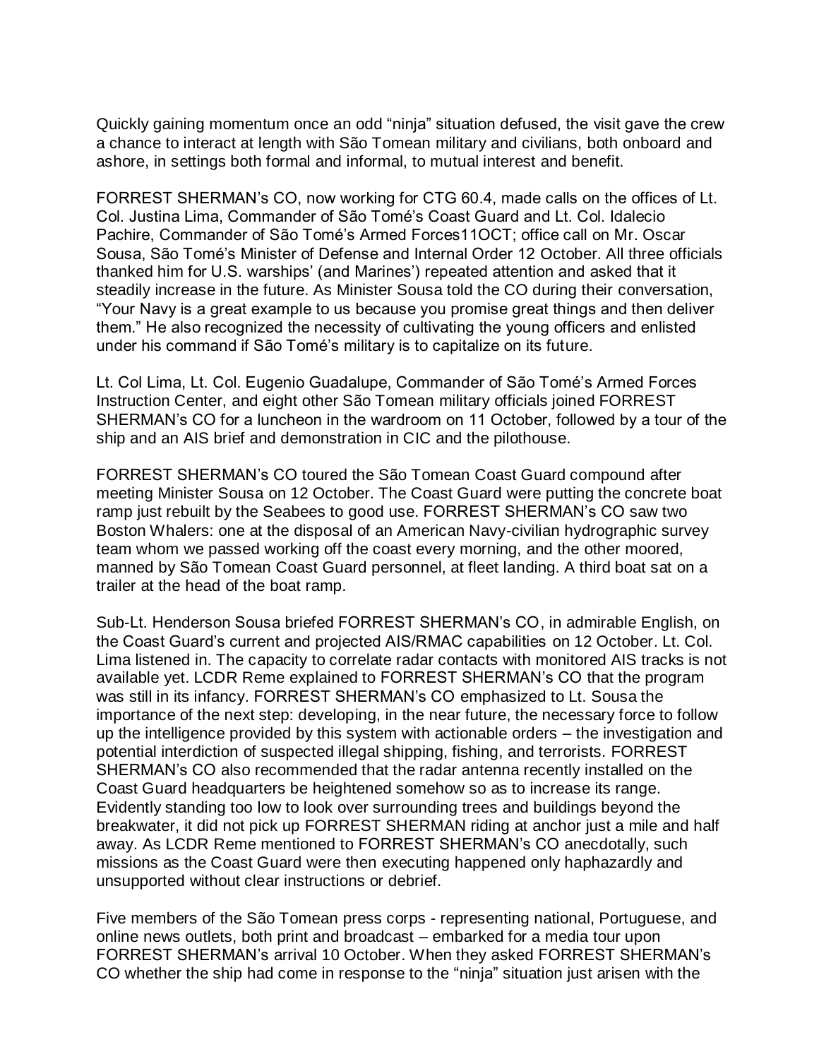Quickly gaining momentum once an odd "ninja" situation defused, the visit gave the crew a chance to interact at length with São Tomean military and civilians, both onboard and ashore, in settings both formal and informal, to mutual interest and benefit.

FORREST SHERMAN's CO, now working for CTG 60.4, made calls on the offices of Lt. Col. Justina Lima, Commander of São Tomé's Coast Guard and Lt. Col. Idalecio Pachire, Commander of São Tomé's Armed Forces11OCT; office call on Mr. Oscar Sousa, São Tomé's Minister of Defense and Internal Order 12 October. All three officials thanked him for U.S. warships' (and Marines') repeated attention and asked that it steadily increase in the future. As Minister Sousa told the CO during their conversation, "Your Navy is a great example to us because you promise great things and then deliver them." He also recognized the necessity of cultivating the young officers and enlisted under his command if São Tomé's military is to capitalize on its future.

Lt. Col Lima, Lt. Col. Eugenio Guadalupe, Commander of São Tomé's Armed Forces Instruction Center, and eight other São Tomean military officials joined FORREST SHERMAN's CO for a luncheon in the wardroom on 11 October, followed by a tour of the ship and an AIS brief and demonstration in CIC and the pilothouse.

FORREST SHERMAN's CO toured the São Tomean Coast Guard compound after meeting Minister Sousa on 12 October. The Coast Guard were putting the concrete boat ramp just rebuilt by the Seabees to good use. FORREST SHERMAN's CO saw two Boston Whalers: one at the disposal of an American Navy-civilian hydrographic survey team whom we passed working off the coast every morning, and the other moored, manned by São Tomean Coast Guard personnel, at fleet landing. A third boat sat on a trailer at the head of the boat ramp.

Sub-Lt. Henderson Sousa briefed FORREST SHERMAN's CO, in admirable English, on the Coast Guard's current and projected AIS/RMAC capabilities on 12 October. Lt. Col. Lima listened in. The capacity to correlate radar contacts with monitored AIS tracks is not available yet. LCDR Reme explained to FORREST SHERMAN's CO that the program was still in its infancy. FORREST SHERMAN's CO emphasized to Lt. Sousa the importance of the next step: developing, in the near future, the necessary force to follow up the intelligence provided by this system with actionable orders – the investigation and potential interdiction of suspected illegal shipping, fishing, and terrorists. FORREST SHERMAN's CO also recommended that the radar antenna recently installed on the Coast Guard headquarters be heightened somehow so as to increase its range. Evidently standing too low to look over surrounding trees and buildings beyond the breakwater, it did not pick up FORREST SHERMAN riding at anchor just a mile and half away. As LCDR Reme mentioned to FORREST SHERMAN's CO anecdotally, such missions as the Coast Guard were then executing happened only haphazardly and unsupported without clear instructions or debrief.

Five members of the São Tomean press corps - representing national, Portuguese, and online news outlets, both print and broadcast – embarked for a media tour upon FORREST SHERMAN's arrival 10 October. When they asked FORREST SHERMAN's CO whether the ship had come in response to the "ninja" situation just arisen with the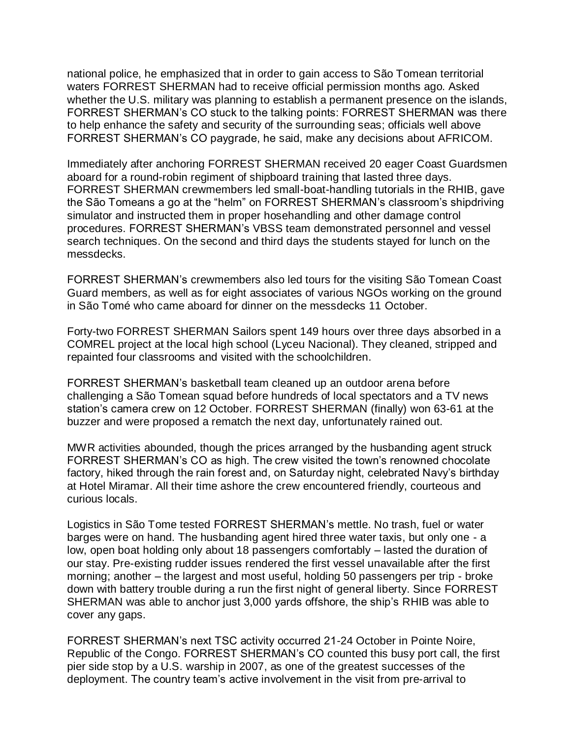national police, he emphasized that in order to gain access to São Tomean territorial waters FORREST SHERMAN had to receive official permission months ago. Asked whether the U.S. military was planning to establish a permanent presence on the islands, FORREST SHERMAN's CO stuck to the talking points: FORREST SHERMAN was there to help enhance the safety and security of the surrounding seas; officials well above FORREST SHERMAN's CO paygrade, he said, make any decisions about AFRICOM.

Immediately after anchoring FORREST SHERMAN received 20 eager Coast Guardsmen aboard for a round-robin regiment of shipboard training that lasted three days. FORREST SHERMAN crewmembers led small-boat-handling tutorials in the RHIB, gave the São Tomeans a go at the "helm" on FORREST SHERMAN's classroom's shipdriving simulator and instructed them in proper hosehandling and other damage control procedures. FORREST SHERMAN's VBSS team demonstrated personnel and vessel search techniques. On the second and third days the students stayed for lunch on the messdecks.

FORREST SHERMAN's crewmembers also led tours for the visiting São Tomean Coast Guard members, as well as for eight associates of various NGOs working on the ground in São Tomé who came aboard for dinner on the messdecks 11 October.

Forty-two FORREST SHERMAN Sailors spent 149 hours over three days absorbed in a COMREL project at the local high school (Lyceu Nacional). They cleaned, stripped and repainted four classrooms and visited with the schoolchildren.

FORREST SHERMAN's basketball team cleaned up an outdoor arena before challenging a São Tomean squad before hundreds of local spectators and a TV news station's camera crew on 12 October. FORREST SHERMAN (finally) won 63-61 at the buzzer and were proposed a rematch the next day, unfortunately rained out.

MWR activities abounded, though the prices arranged by the husbanding agent struck FORREST SHERMAN's CO as high. The crew visited the town's renowned chocolate factory, hiked through the rain forest and, on Saturday night, celebrated Navy's birthday at Hotel Miramar. All their time ashore the crew encountered friendly, courteous and curious locals.

Logistics in São Tome tested FORREST SHERMAN's mettle. No trash, fuel or water barges were on hand. The husbanding agent hired three water taxis, but only one - a low, open boat holding only about 18 passengers comfortably – lasted the duration of our stay. Pre-existing rudder issues rendered the first vessel unavailable after the first morning; another – the largest and most useful, holding 50 passengers per trip - broke down with battery trouble during a run the first night of general liberty. Since FORREST SHERMAN was able to anchor just 3,000 yards offshore, the ship's RHIB was able to cover any gaps.

FORREST SHERMAN's next TSC activity occurred 21-24 October in Pointe Noire, Republic of the Congo. FORREST SHERMAN's CO counted this busy port call, the first pier side stop by a U.S. warship in 2007, as one of the greatest successes of the deployment. The country team's active involvement in the visit from pre-arrival to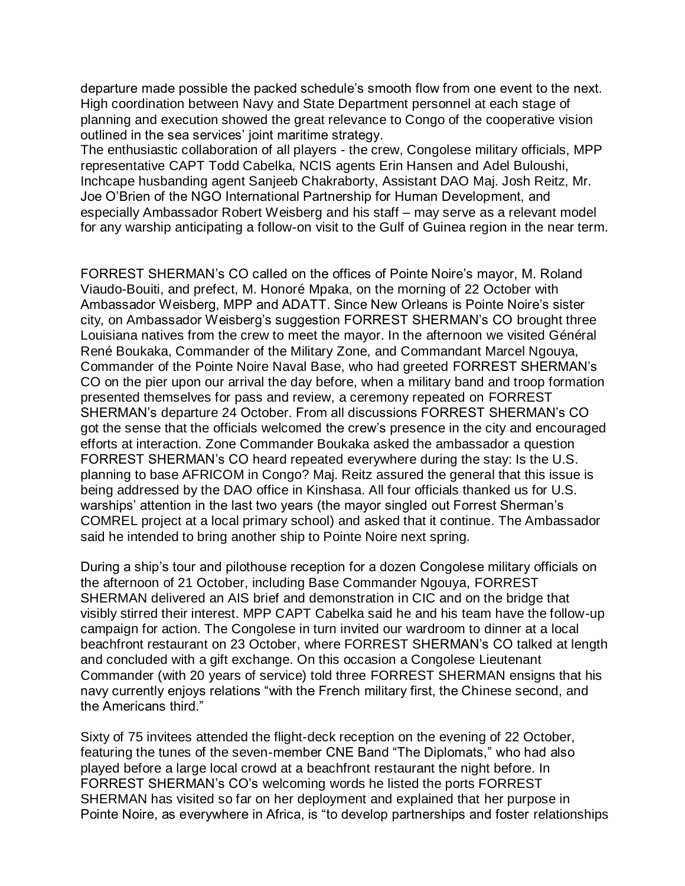departure made possible the packed schedule's smooth flow from one event to the next. High coordination between Navy and State Department personnel at each stage of planning and execution showed the great relevance to Congo of the cooperative vision outlined in the sea services' joint maritime strategy.
The enthusiastic collaboration of all players - the crew, Congolese military officials, MPP representative CAPT Todd Cabelka, NCIS agents Erin Hansen and Adel Buloushi, Inchcape husbanding agent Sanjeeb Chakraborty, Assistant DAO Maj. Josh Reitz, Mr. Joe O'Brien of the NGO International Partnership for Human Development, and especially Ambassador Robert Weisberg and his staff – may serve as a relevant model for any warship anticipating a follow-on visit to the Gulf of Guinea region in the near term.

FORREST SHERMAN's CO called on the offices of Pointe Noire's mayor, M. Roland Viaudo-Bouiti, and prefect, M. Honoré Mpaka, on the morning of 22 October with Ambassador Weisberg, MPP and ADATT. Since New Orleans is Pointe Noire's sister city, on Ambassador Weisberg's suggestion FORREST SHERMAN's CO brought three Louisiana natives from the crew to meet the mayor. In the afternoon we visited Général René Boukaka, Commander of the Military Zone, and Commandant Marcel Ngouya, Commander of the Pointe Noire Naval Base, who had greeted FORREST SHERMAN's CO on the pier upon our arrival the day before, when a military band and troop formation presented themselves for pass and review, a ceremony repeated on FORREST SHERMAN's departure 24 October. From all discussions FORREST SHERMAN's CO got the sense that the officials welcomed the crew's presence in the city and encouraged efforts at interaction. Zone Commander Boukaka asked the ambassador a question FORREST SHERMAN's CO heard repeated everywhere during the stay: Is the U.S. planning to base AFRICOM in Congo? Maj. Reitz assured the general that this issue is being addressed by the DAO office in Kinshasa. All four officials thanked us for U.S. warships' attention in the last two years (the mayor singled out Forrest Sherman's COMREL project at a local primary school) and asked that it continue. The Ambassador said he intended to bring another ship to Pointe Noire next spring.

During a ship's tour and pilothouse reception for a dozen Congolese military officials on the afternoon of 21 October, including Base Commander Ngouya, FORREST SHERMAN delivered an AIS brief and demonstration in CIC and on the bridge that visibly stirred their interest. MPP CAPT Cabelka said he and his team have the follow-up campaign for action. The Congolese in turn invited our wardroom to dinner at a local beachfront restaurant on 23 October, where FORREST SHERMAN's CO talked at length and concluded with a gift exchange. On this occasion a Congolese Lieutenant Commander (with 20 years of service) told three FORREST SHERMAN ensigns that his navy currently enjoys relations "with the French military first, the Chinese second, and the Americans third."

Sixty of 75 invitees attended the flight-deck reception on the evening of 22 October, featuring the tunes of the seven-member CNE Band "The Diplomats," who had also played before a large local crowd at a beachfront restaurant the night before. In FORREST SHERMAN's CO's welcoming words he listed the ports FORREST SHERMAN has visited so far on her deployment and explained that her purpose in Pointe Noire, as everywhere in Africa, is "to develop partnerships and foster relationships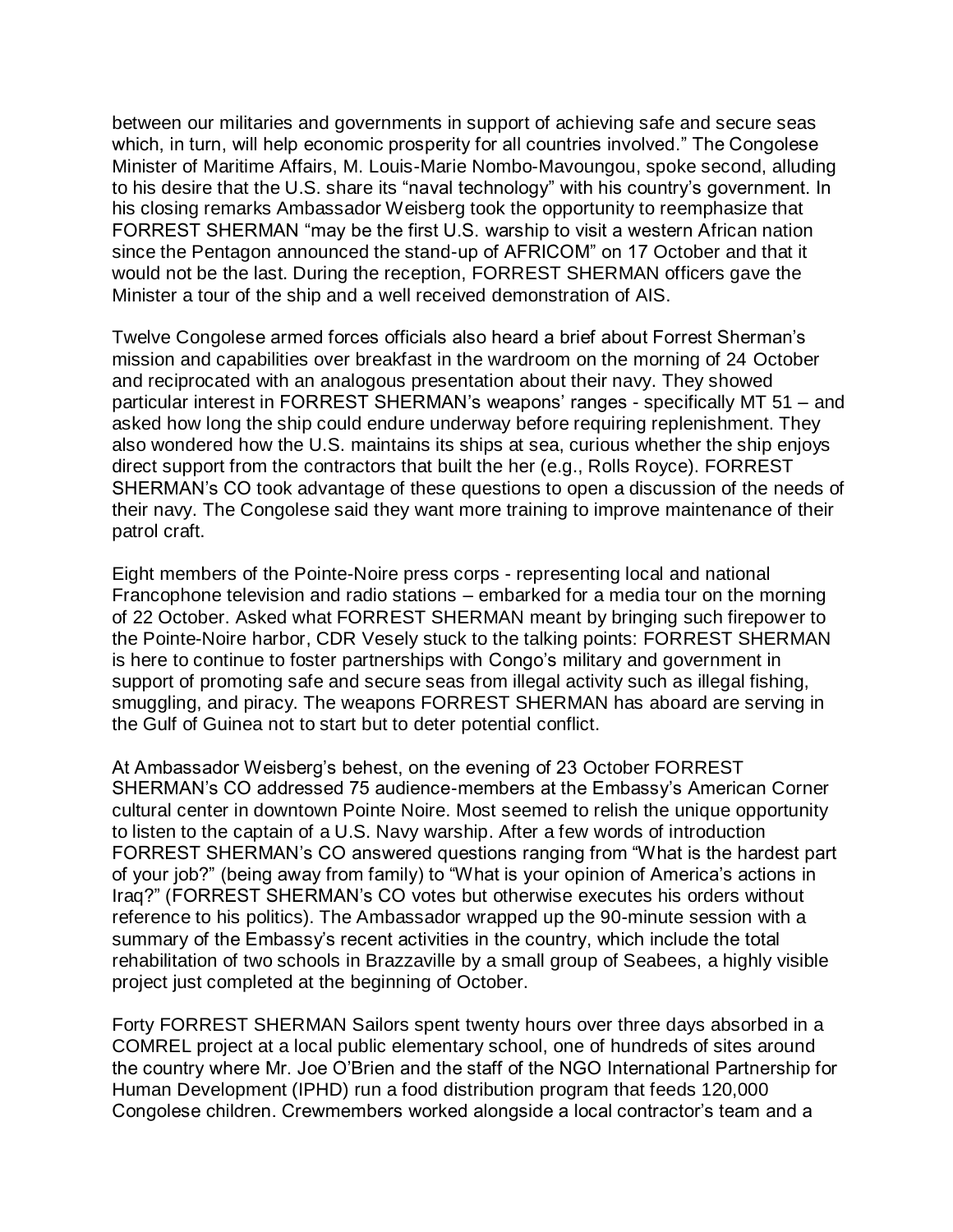between our militaries and governments in support of achieving safe and secure seas which, in turn, will help economic prosperity for all countries involved." The Congolese Minister of Maritime Affairs, M. Louis-Marie Nombo-Mavoungou, spoke second, alluding to his desire that the U.S. share its "naval technology" with his country's government. In his closing remarks Ambassador Weisberg took the opportunity to reemphasize that FORREST SHERMAN "may be the first U.S. warship to visit a western African nation since the Pentagon announced the stand-up of AFRICOM" on 17 October and that it would not be the last. During the reception, FORREST SHERMAN officers gave the Minister a tour of the ship and a well received demonstration of AIS.

Twelve Congolese armed forces officials also heard a brief about Forrest Sherman's mission and capabilities over breakfast in the wardroom on the morning of 24 October and reciprocated with an analogous presentation about their navy. They showed particular interest in FORREST SHERMAN's weapons' ranges - specifically MT 51 – and asked how long the ship could endure underway before requiring replenishment. They also wondered how the U.S. maintains its ships at sea, curious whether the ship enjoys direct support from the contractors that built the her (e.g., Rolls Royce). FORREST SHERMAN's CO took advantage of these questions to open a discussion of the needs of their navy. The Congolese said they want more training to improve maintenance of their patrol craft.

Eight members of the Pointe-Noire press corps - representing local and national Francophone television and radio stations – embarked for a media tour on the morning of 22 October. Asked what FORREST SHERMAN meant by bringing such firepower to the Pointe-Noire harbor, CDR Vesely stuck to the talking points: FORREST SHERMAN is here to continue to foster partnerships with Congo's military and government in support of promoting safe and secure seas from illegal activity such as illegal fishing, smuggling, and piracy. The weapons FORREST SHERMAN has aboard are serving in the Gulf of Guinea not to start but to deter potential conflict.

At Ambassador Weisberg's behest, on the evening of 23 October FORREST SHERMAN's CO addressed 75 audience-members at the Embassy's American Corner cultural center in downtown Pointe Noire. Most seemed to relish the unique opportunity to listen to the captain of a U.S. Navy warship. After a few words of introduction FORREST SHERMAN's CO answered questions ranging from "What is the hardest part of your job?" (being away from family) to "What is your opinion of America's actions in Iraq?" (FORREST SHERMAN's CO votes but otherwise executes his orders without reference to his politics). The Ambassador wrapped up the 90-minute session with a summary of the Embassy's recent activities in the country, which include the total rehabilitation of two schools in Brazzaville by a small group of Seabees, a highly visible project just completed at the beginning of October.

Forty FORREST SHERMAN Sailors spent twenty hours over three days absorbed in a COMREL project at a local public elementary school, one of hundreds of sites around the country where Mr. Joe O'Brien and the staff of the NGO International Partnership for Human Development (IPHD) run a food distribution program that feeds 120,000 Congolese children. Crewmembers worked alongside a local contractor's team and a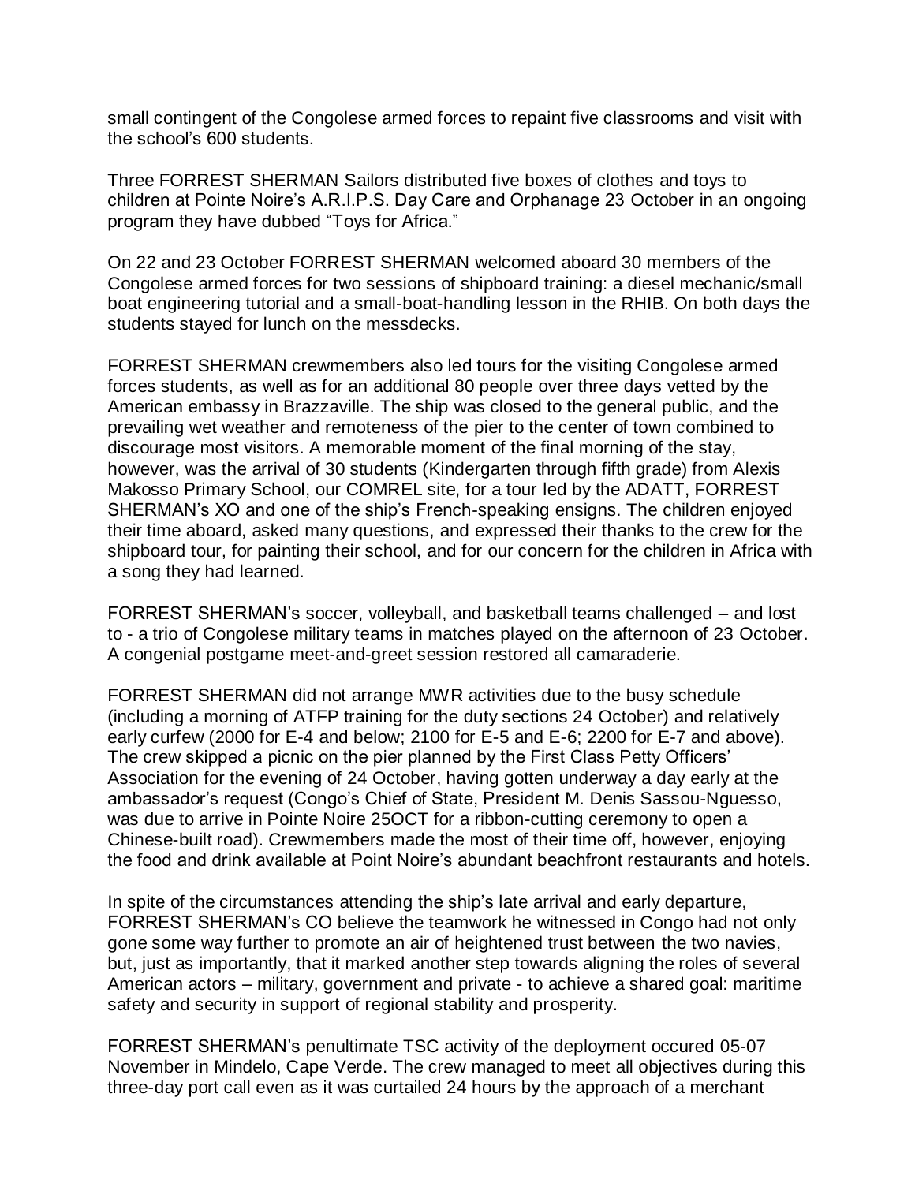small contingent of the Congolese armed forces to repaint five classrooms and visit with the school's 600 students.

Three FORREST SHERMAN Sailors distributed five boxes of clothes and toys to children at Pointe Noire's A.R.I.P.S. Day Care and Orphanage 23 October in an ongoing program they have dubbed "Toys for Africa."

On 22 and 23 October FORREST SHERMAN welcomed aboard 30 members of the Congolese armed forces for two sessions of shipboard training: a diesel mechanic/small boat engineering tutorial and a small-boat-handling lesson in the RHIB. On both days the students stayed for lunch on the messdecks.

FORREST SHERMAN crewmembers also led tours for the visiting Congolese armed forces students, as well as for an additional 80 people over three days vetted by the American embassy in Brazzaville. The ship was closed to the general public, and the prevailing wet weather and remoteness of the pier to the center of town combined to discourage most visitors. A memorable moment of the final morning of the stay, however, was the arrival of 30 students (Kindergarten through fifth grade) from Alexis Makosso Primary School, our COMREL site, for a tour led by the ADATT, FORREST SHERMAN's XO and one of the ship's French-speaking ensigns. The children enjoyed their time aboard, asked many questions, and expressed their thanks to the crew for the shipboard tour, for painting their school, and for our concern for the children in Africa with a song they had learned.

FORREST SHERMAN's soccer, volleyball, and basketball teams challenged – and lost to - a trio of Congolese military teams in matches played on the afternoon of 23 October. A congenial postgame meet-and-greet session restored all camaraderie.

FORREST SHERMAN did not arrange MWR activities due to the busy schedule (including a morning of ATFP training for the duty sections 24 October) and relatively early curfew (2000 for E-4 and below; 2100 for E-5 and E-6; 2200 for E-7 and above). The crew skipped a picnic on the pier planned by the First Class Petty Officers' Association for the evening of 24 October, having gotten underway a day early at the ambassador's request (Congo's Chief of State, President M. Denis Sassou-Nguesso, was due to arrive in Pointe Noire 25OCT for a ribbon-cutting ceremony to open a Chinese-built road). Crewmembers made the most of their time off, however, enjoying the food and drink available at Point Noire's abundant beachfront restaurants and hotels.

In spite of the circumstances attending the ship's late arrival and early departure, FORREST SHERMAN's CO believe the teamwork he witnessed in Congo had not only gone some way further to promote an air of heightened trust between the two navies, but, just as importantly, that it marked another step towards aligning the roles of several American actors – military, government and private - to achieve a shared goal: maritime safety and security in support of regional stability and prosperity.

FORREST SHERMAN's penultimate TSC activity of the deployment occured 05-07 November in Mindelo, Cape Verde. The crew managed to meet all objectives during this three-day port call even as it was curtailed 24 hours by the approach of a merchant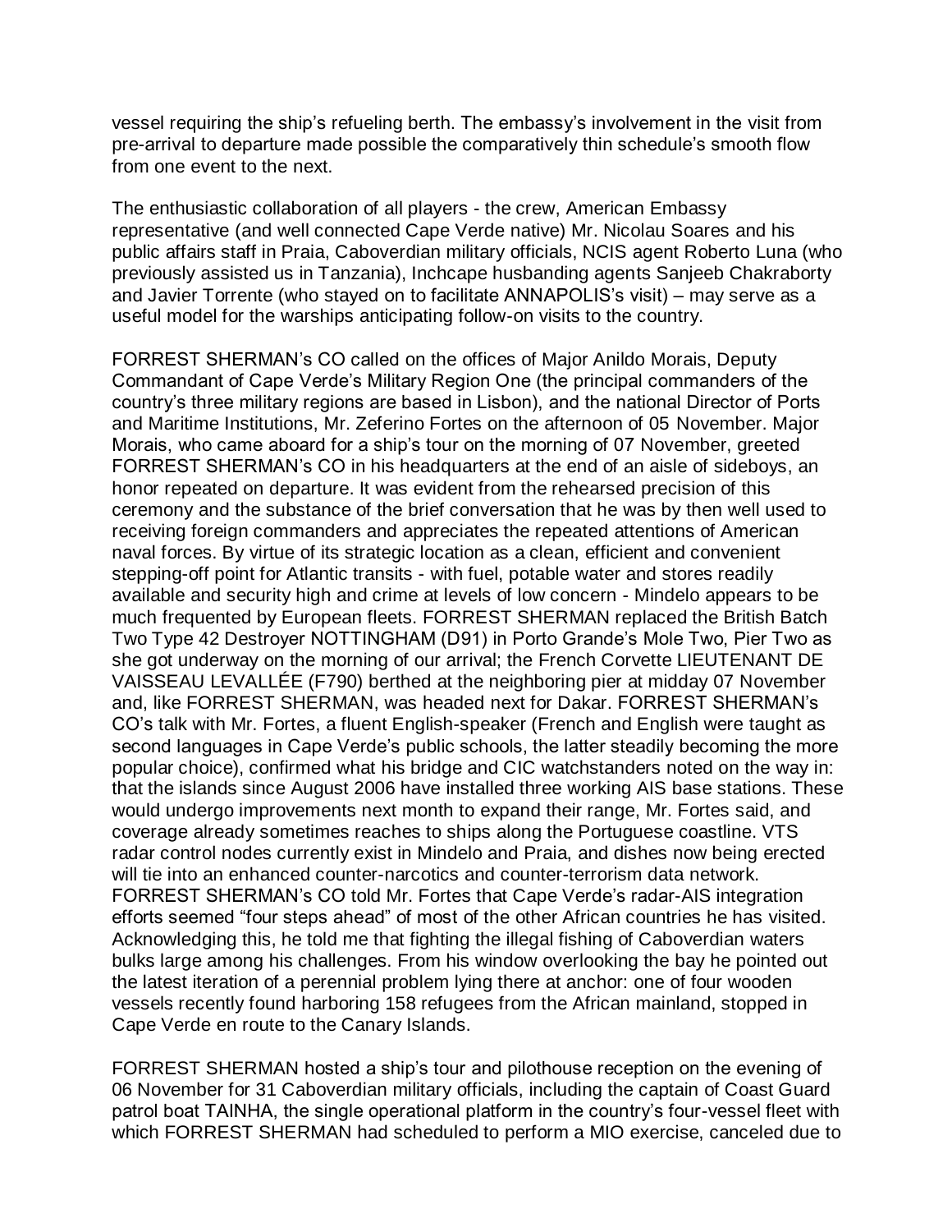vessel requiring the ship's refueling berth. The embassy's involvement in the visit from pre-arrival to departure made possible the comparatively thin schedule's smooth flow from one event to the next.

The enthusiastic collaboration of all players - the crew, American Embassy representative (and well connected Cape Verde native) Mr. Nicolau Soares and his public affairs staff in Praia, Caboverdian military officials, NCIS agent Roberto Luna (who previously assisted us in Tanzania), Inchcape husbanding agents Sanjeeb Chakraborty and Javier Torrente (who stayed on to facilitate ANNAPOLIS's visit) – may serve as a useful model for the warships anticipating follow-on visits to the country.

FORREST SHERMAN's CO called on the offices of Major Anildo Morais, Deputy Commandant of Cape Verde's Military Region One (the principal commanders of the country's three military regions are based in Lisbon), and the national Director of Ports and Maritime Institutions, Mr. Zeferino Fortes on the afternoon of 05 November. Major Morais, who came aboard for a ship's tour on the morning of 07 November, greeted FORREST SHERMAN's CO in his headquarters at the end of an aisle of sideboys, an honor repeated on departure. It was evident from the rehearsed precision of this ceremony and the substance of the brief conversation that he was by then well used to receiving foreign commanders and appreciates the repeated attentions of American naval forces. By virtue of its strategic location as a clean, efficient and convenient stepping-off point for Atlantic transits - with fuel, potable water and stores readily available and security high and crime at levels of low concern - Mindelo appears to be much frequented by European fleets. FORREST SHERMAN replaced the British Batch Two Type 42 Destroyer NOTTINGHAM (D91) in Porto Grande's Mole Two, Pier Two as she got underway on the morning of our arrival; the French Corvette LIEUTENANT DE VAISSEAU LEVALLÉE (F790) berthed at the neighboring pier at midday 07 November and, like FORREST SHERMAN, was headed next for Dakar. FORREST SHERMAN's CO's talk with Mr. Fortes, a fluent English-speaker (French and English were taught as second languages in Cape Verde's public schools, the latter steadily becoming the more popular choice), confirmed what his bridge and CIC watchstanders noted on the way in: that the islands since August 2006 have installed three working AIS base stations. These would undergo improvements next month to expand their range, Mr. Fortes said, and coverage already sometimes reaches to ships along the Portuguese coastline. VTS radar control nodes currently exist in Mindelo and Praia, and dishes now being erected will tie into an enhanced counter-narcotics and counter-terrorism data network. FORREST SHERMAN's CO told Mr. Fortes that Cape Verde's radar-AIS integration efforts seemed "four steps ahead" of most of the other African countries he has visited. Acknowledging this, he told me that fighting the illegal fishing of Caboverdian waters bulks large among his challenges. From his window overlooking the bay he pointed out the latest iteration of a perennial problem lying there at anchor: one of four wooden vessels recently found harboring 158 refugees from the African mainland, stopped in Cape Verde en route to the Canary Islands.

FORREST SHERMAN hosted a ship's tour and pilothouse reception on the evening of 06 November for 31 Caboverdian military officials, including the captain of Coast Guard patrol boat TAINHA, the single operational platform in the country's four-vessel fleet with which FORREST SHERMAN had scheduled to perform a MIO exercise, canceled due to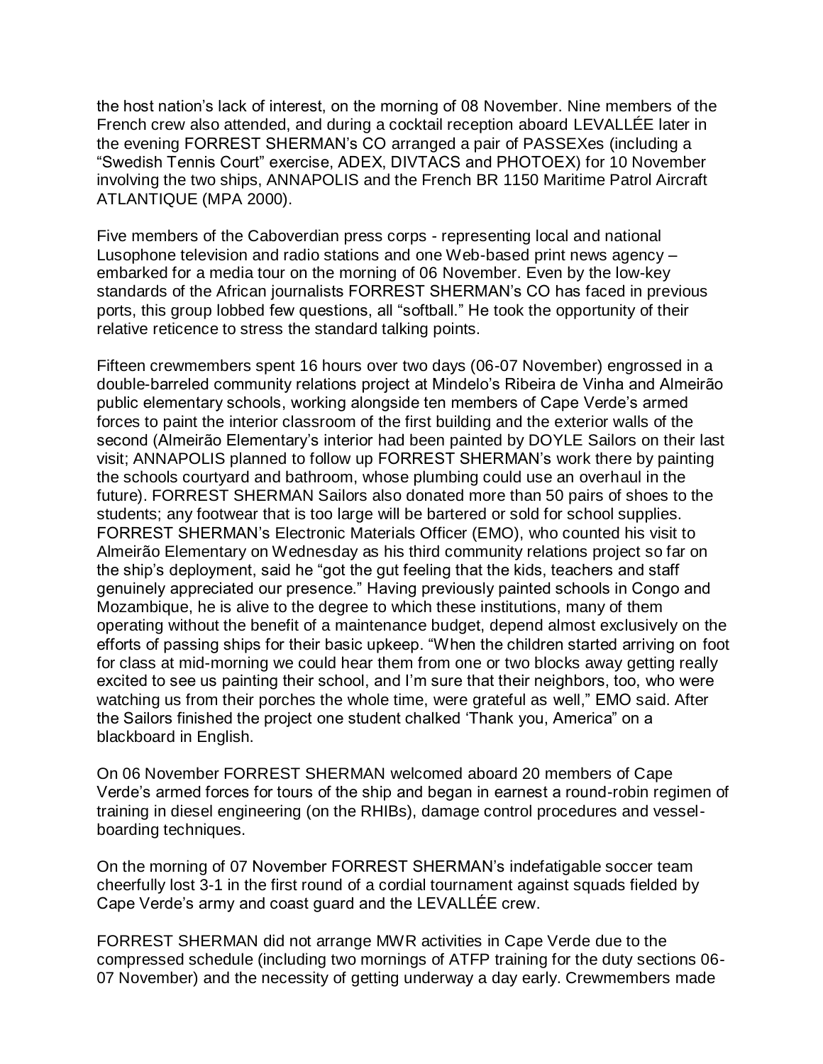the host nation's lack of interest, on the morning of 08 November. Nine members of the French crew also attended, and during a cocktail reception aboard LEVALLÉE later in the evening FORREST SHERMAN's CO arranged a pair of PASSEXes (including a "Swedish Tennis Court" exercise, ADEX, DIVTACS and PHOTOEX) for 10 November involving the two ships, ANNAPOLIS and the French BR 1150 Maritime Patrol Aircraft ATLANTIQUE (MPA 2000).

Five members of the Caboverdian press corps - representing local and national Lusophone television and radio stations and one Web-based print news agency – embarked for a media tour on the morning of 06 November. Even by the low-key standards of the African journalists FORREST SHERMAN's CO has faced in previous ports, this group lobbed few questions, all "softball." He took the opportunity of their relative reticence to stress the standard talking points.

Fifteen crewmembers spent 16 hours over two days (06-07 November) engrossed in a double-barreled community relations project at Mindelo's Ribeira de Vinha and Almeirão public elementary schools, working alongside ten members of Cape Verde's armed forces to paint the interior classroom of the first building and the exterior walls of the second (Almeirão Elementary's interior had been painted by DOYLE Sailors on their last visit; ANNAPOLIS planned to follow up FORREST SHERMAN's work there by painting the schools courtyard and bathroom, whose plumbing could use an overhaul in the future). FORREST SHERMAN Sailors also donated more than 50 pairs of shoes to the students; any footwear that is too large will be bartered or sold for school supplies. FORREST SHERMAN's Electronic Materials Officer (EMO), who counted his visit to Almeirão Elementary on Wednesday as his third community relations project so far on the ship's deployment, said he "got the gut feeling that the kids, teachers and staff genuinely appreciated our presence." Having previously painted schools in Congo and Mozambique, he is alive to the degree to which these institutions, many of them operating without the benefit of a maintenance budget, depend almost exclusively on the efforts of passing ships for their basic upkeep. "When the children started arriving on foot for class at mid-morning we could hear them from one or two blocks away getting really excited to see us painting their school, and I'm sure that their neighbors, too, who were watching us from their porches the whole time, were grateful as well," EMO said. After the Sailors finished the project one student chalked 'Thank you, America" on a blackboard in English.

On 06 November FORREST SHERMAN welcomed aboard 20 members of Cape Verde's armed forces for tours of the ship and began in earnest a round-robin regimen of training in diesel engineering (on the RHIBs), damage control procedures and vessel-boarding techniques.

On the morning of 07 November FORREST SHERMAN's indefatigable soccer team cheerfully lost 3-1 in the first round of a cordial tournament against squads fielded by Cape Verde's army and coast guard and the LEVALLÉE crew.

FORREST SHERMAN did not arrange MWR activities in Cape Verde due to the compressed schedule (including two mornings of ATFP training for the duty sections 06-07 November) and the necessity of getting underway a day early. Crewmembers made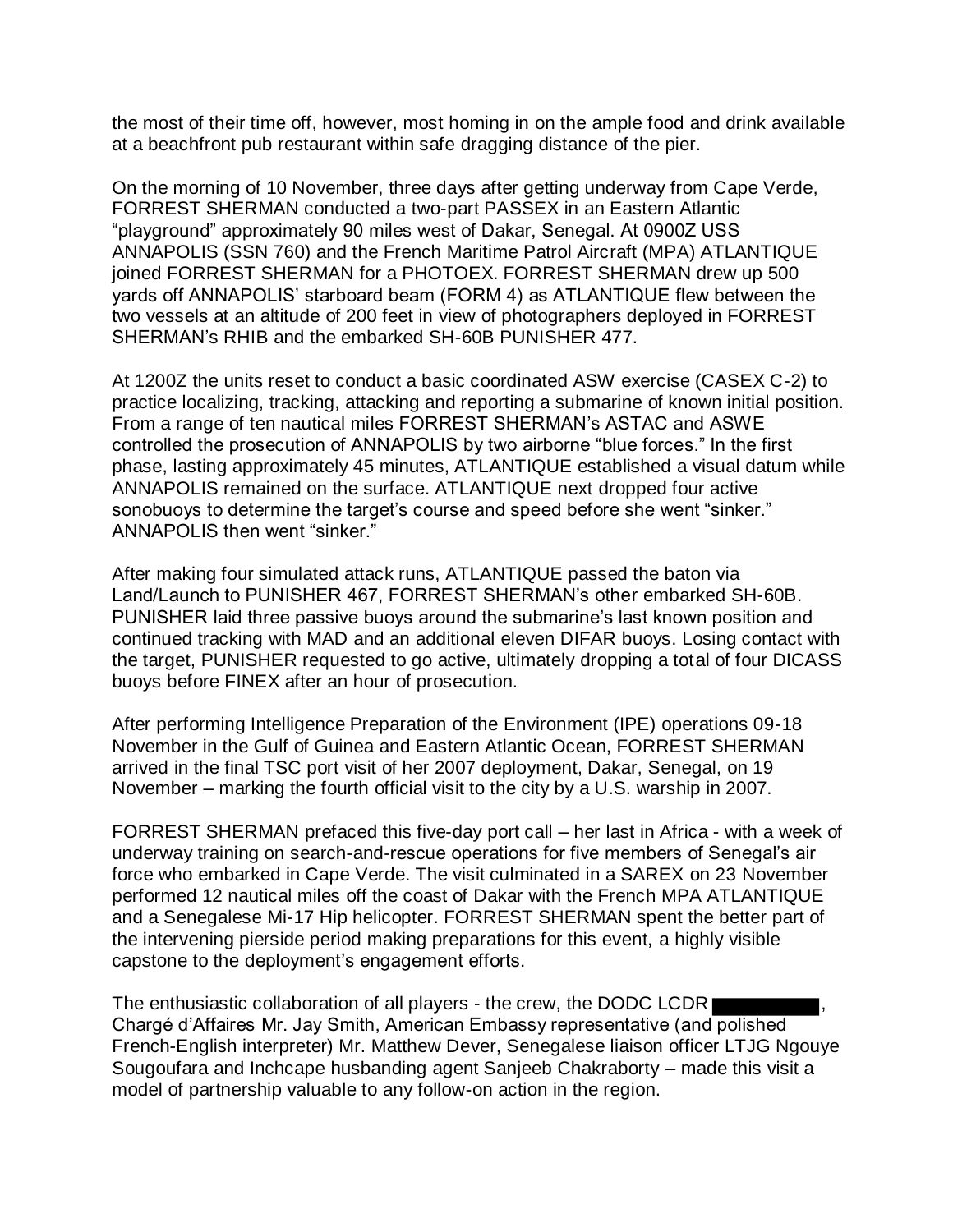the most of their time off, however, most homing in on the ample food and drink available at a beachfront pub restaurant within safe dragging distance of the pier.

On the morning of 10 November, three days after getting underway from Cape Verde, FORREST SHERMAN conducted a two-part PASSEX in an Eastern Atlantic "playground" approximately 90 miles west of Dakar, Senegal. At 0900Z USS ANNAPOLIS (SSN 760) and the French Maritime Patrol Aircraft (MPA) ATLANTIQUE joined FORREST SHERMAN for a PHOTOEX. FORREST SHERMAN drew up 500 yards off ANNAPOLIS' starboard beam (FORM 4) as ATLANTIQUE flew between the two vessels at an altitude of 200 feet in view of photographers deployed in FORREST SHERMAN's RHIB and the embarked SH-60B PUNISHER 477.

At 1200Z the units reset to conduct a basic coordinated ASW exercise (CASEX C-2) to practice localizing, tracking, attacking and reporting a submarine of known initial position. From a range of ten nautical miles FORREST SHERMAN's ASTAC and ASWE controlled the prosecution of ANNAPOLIS by two airborne "blue forces." In the first phase, lasting approximately 45 minutes, ATLANTIQUE established a visual datum while ANNAPOLIS remained on the surface. ATLANTIQUE next dropped four active sonobuoys to determine the target's course and speed before she went "sinker." ANNAPOLIS then went "sinker."

After making four simulated attack runs, ATLANTIQUE passed the baton via Land/Launch to PUNISHER 467, FORREST SHERMAN's other embarked SH-60B. PUNISHER laid three passive buoys around the submarine's last known position and continued tracking with MAD and an additional eleven DIFAR buoys. Losing contact with the target, PUNISHER requested to go active, ultimately dropping a total of four DICASS buoys before FINEX after an hour of prosecution.

After performing Intelligence Preparation of the Environment (IPE) operations 09-18 November in the Gulf of Guinea and Eastern Atlantic Ocean, FORREST SHERMAN arrived in the final TSC port visit of her 2007 deployment, Dakar, Senegal, on 19 November – marking the fourth official visit to the city by a U.S. warship in 2007.

FORREST SHERMAN prefaced this five-day port call – her last in Africa - with a week of underway training on search-and-rescue operations for five members of Senegal's air force who embarked in Cape Verde. The visit culminated in a SAREX on 23 November performed 12 nautical miles off the coast of Dakar with the French MPA ATLANTIQUE and a Senegalese Mi-17 Hip helicopter. FORREST SHERMAN spent the better part of the intervening pierside period making preparations for this event, a highly visible capstone to the deployment's engagement efforts.

The enthusiastic collaboration of all players - the crew, the DODC LCDR ██████████, Chargé d'Affaires Mr. Jay Smith, American Embassy representative (and polished French-English interpreter) Mr. Matthew Dever, Senegalese liaison officer LTJG Ngouye Sougoufara and Inchcape husbanding agent Sanjeeb Chakraborty – made this visit a model of partnership valuable to any follow-on action in the region.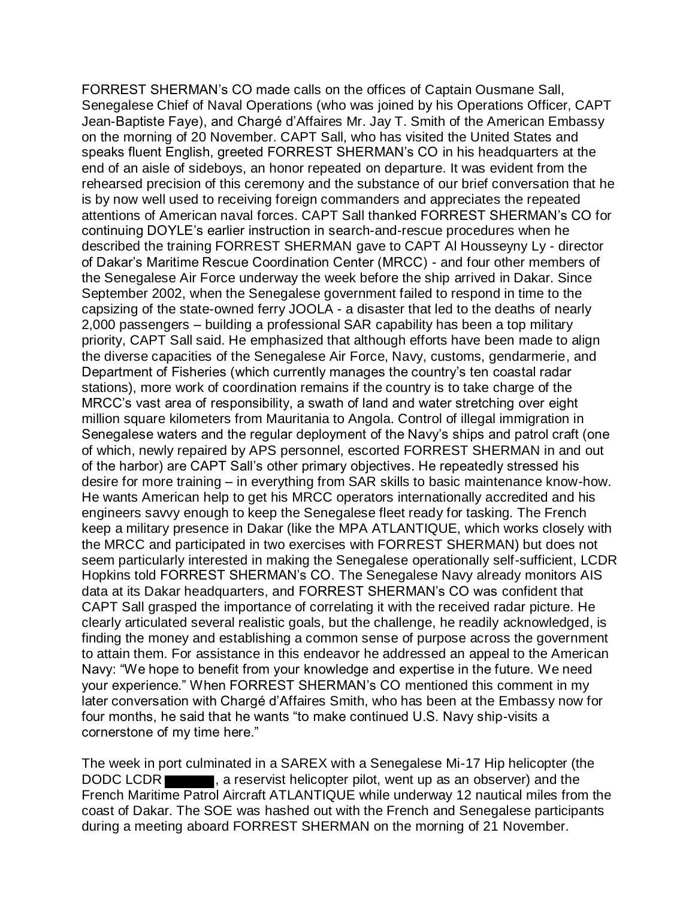FORREST SHERMAN's CO made calls on the offices of Captain Ousmane Sall, Senegalese Chief of Naval Operations (who was joined by his Operations Officer, CAPT Jean-Baptiste Faye), and Chargé d'Affaires Mr. Jay T. Smith of the American Embassy on the morning of 20 November. CAPT Sall, who has visited the United States and speaks fluent English, greeted FORREST SHERMAN's CO in his headquarters at the end of an aisle of sideboys, an honor repeated on departure. It was evident from the rehearsed precision of this ceremony and the substance of our brief conversation that he is by now well used to receiving foreign commanders and appreciates the repeated attentions of American naval forces. CAPT Sall thanked FORREST SHERMAN's CO for continuing DOYLE's earlier instruction in search-and-rescue procedures when he described the training FORREST SHERMAN gave to CAPT Al Housseyny Ly - director of Dakar's Maritime Rescue Coordination Center (MRCC) - and four other members of the Senegalese Air Force underway the week before the ship arrived in Dakar. Since September 2002, when the Senegalese government failed to respond in time to the capsizing of the state-owned ferry JOOLA - a disaster that led to the deaths of nearly 2,000 passengers – building a professional SAR capability has been a top military priority, CAPT Sall said. He emphasized that although efforts have been made to align the diverse capacities of the Senegalese Air Force, Navy, customs, gendarmerie, and Department of Fisheries (which currently manages the country's ten coastal radar stations), more work of coordination remains if the country is to take charge of the MRCC's vast area of responsibility, a swath of land and water stretching over eight million square kilometers from Mauritania to Angola. Control of illegal immigration in Senegalese waters and the regular deployment of the Navy's ships and patrol craft (one of which, newly repaired by APS personnel, escorted FORREST SHERMAN in and out of the harbor) are CAPT Sall's other primary objectives. He repeatedly stressed his desire for more training – in everything from SAR skills to basic maintenance know-how. He wants American help to get his MRCC operators internationally accredited and his engineers savvy enough to keep the Senegalese fleet ready for tasking. The French keep a military presence in Dakar (like the MPA ATLANTIQUE, which works closely with the MRCC and participated in two exercises with FORREST SHERMAN) but does not seem particularly interested in making the Senegalese operationally self-sufficient, LCDR Hopkins told FORREST SHERMAN's CO. The Senegalese Navy already monitors AIS data at its Dakar headquarters, and FORREST SHERMAN's CO was confident that CAPT Sall grasped the importance of correlating it with the received radar picture. He clearly articulated several realistic goals, but the challenge, he readily acknowledged, is finding the money and establishing a common sense of purpose across the government to attain them. For assistance in this endeavor he addressed an appeal to the American Navy: "We hope to benefit from your knowledge and expertise in the future. We need your experience." When FORREST SHERMAN's CO mentioned this comment in my later conversation with Chargé d'Affaires Smith, who has been at the Embassy now for four months, he said that he wants "to make continued U.S. Navy ship-visits a cornerstone of my time here."

The week in port culminated in a SAREX with a Senegalese Mi-17 Hip helicopter (the DODC LCDR ██████, a reservist helicopter pilot, went up as an observer) and the French Maritime Patrol Aircraft ATLANTIQUE while underway 12 nautical miles from the coast of Dakar. The SOE was hashed out with the French and Senegalese participants during a meeting aboard FORREST SHERMAN on the morning of 21 November.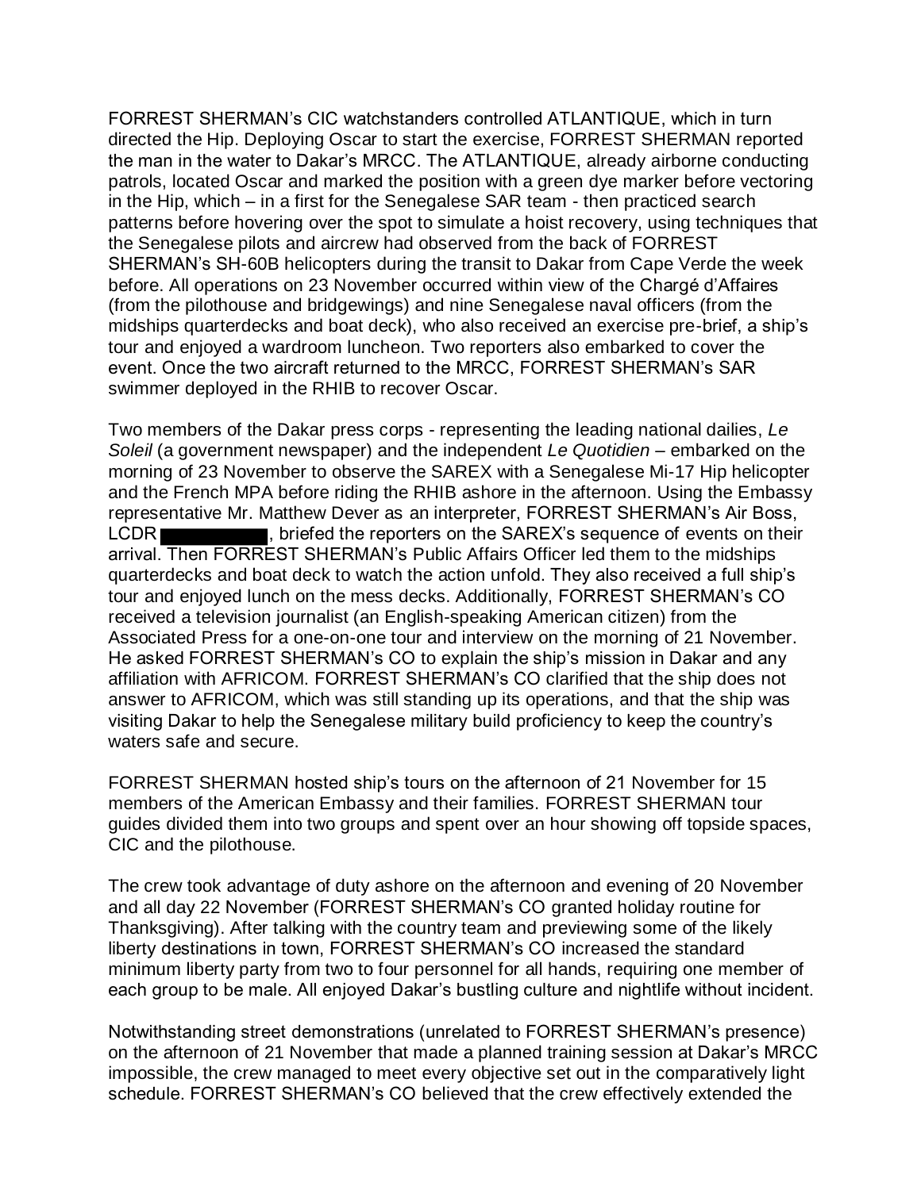FORREST SHERMAN's CIC watchstanders controlled ATLANTIQUE, which in turn directed the Hip. Deploying Oscar to start the exercise, FORREST SHERMAN reported the man in the water to Dakar's MRCC. The ATLANTIQUE, already airborne conducting patrols, located Oscar and marked the position with a green dye marker before vectoring in the Hip, which – in a first for the Senegalese SAR team - then practiced search patterns before hovering over the spot to simulate a hoist recovery, using techniques that the Senegalese pilots and aircrew had observed from the back of FORREST SHERMAN's SH-60B helicopters during the transit to Dakar from Cape Verde the week before. All operations on 23 November occurred within view of the Chargé d'Affaires (from the pilothouse and bridgewings) and nine Senegalese naval officers (from the midships quarterdecks and boat deck), who also received an exercise pre-brief, a ship's tour and enjoyed a wardroom luncheon. Two reporters also embarked to cover the event. Once the two aircraft returned to the MRCC, FORREST SHERMAN's SAR swimmer deployed in the RHIB to recover Oscar.

Two members of the Dakar press corps - representing the leading national dailies, *Le Soleil* (a government newspaper) and the independent *Le Quotidien* – embarked on the morning of 23 November to observe the SAREX with a Senegalese Mi-17 Hip helicopter and the French MPA before riding the RHIB ashore in the afternoon. Using the Embassy representative Mr. Matthew Dever as an interpreter, FORREST SHERMAN's Air Boss, LCDR [REDACTED], briefed the reporters on the SAREX's sequence of events on their arrival. Then FORREST SHERMAN's Public Affairs Officer led them to the midships quarterdecks and boat deck to watch the action unfold. They also received a full ship's tour and enjoyed lunch on the mess decks. Additionally, FORREST SHERMAN's CO received a television journalist (an English-speaking American citizen) from the Associated Press for a one-on-one tour and interview on the morning of 21 November. He asked FORREST SHERMAN's CO to explain the ship's mission in Dakar and any affiliation with AFRICOM. FORREST SHERMAN's CO clarified that the ship does not answer to AFRICOM, which was still standing up its operations, and that the ship was visiting Dakar to help the Senegalese military build proficiency to keep the country's waters safe and secure.

FORREST SHERMAN hosted ship's tours on the afternoon of 21 November for 15 members of the American Embassy and their families. FORREST SHERMAN tour guides divided them into two groups and spent over an hour showing off topside spaces, CIC and the pilothouse.

The crew took advantage of duty ashore on the afternoon and evening of 20 November and all day 22 November (FORREST SHERMAN's CO granted holiday routine for Thanksgiving). After talking with the country team and previewing some of the likely liberty destinations in town, FORREST SHERMAN's CO increased the standard minimum liberty party from two to four personnel for all hands, requiring one member of each group to be male. All enjoyed Dakar's bustling culture and nightlife without incident.

Notwithstanding street demonstrations (unrelated to FORREST SHERMAN's presence) on the afternoon of 21 November that made a planned training session at Dakar's MRCC impossible, the crew managed to meet every objective set out in the comparatively light schedule. FORREST SHERMAN's CO believed that the crew effectively extended the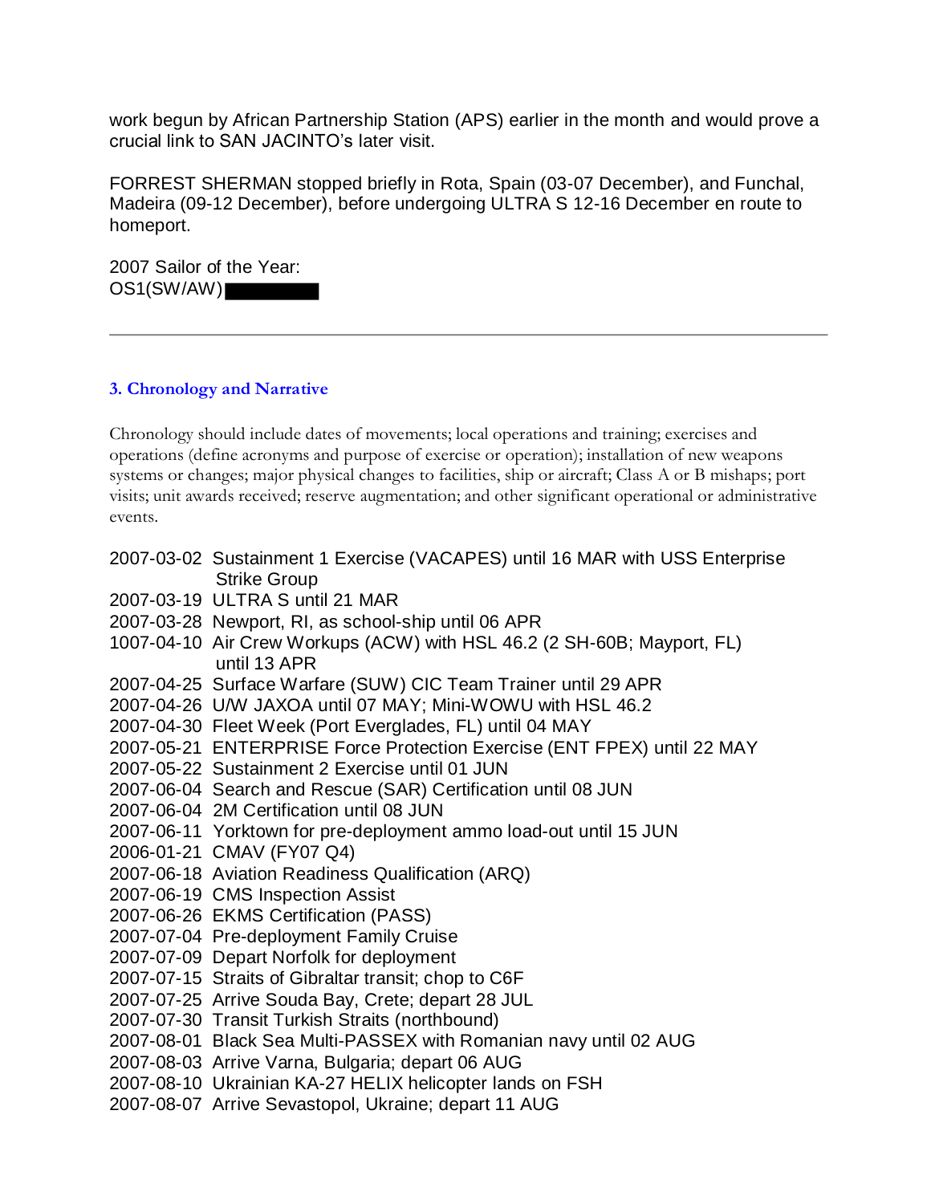work begun by African Partnership Station (APS) earlier in the month and would prove a crucial link to SAN JACINTO's later visit.

FORREST SHERMAN stopped briefly in Rota, Spain (03-07 December), and Funchal, Madeira (09-12 December), before undergoing ULTRA S 12-16 December en route to homeport.

2007 Sailor of the Year:
OS1(SW/AW) ██████

---

### 3. Chronology and Narrative

Chronology should include dates of movements; local operations and training; exercises and operations (define acronyms and purpose of exercise or operation); installation of new weapons systems or changes; major physical changes to facilities, ship or aircraft; Class A or B mishaps; port visits; unit awards received; reserve augmentation; and other significant operational or administrative events.

- 2007-03-02 Sustainment 1 Exercise (VACAPES) until 16 MAR with USS Enterprise Strike Group
- 2007-03-19 ULTRA S until 21 MAR
- 2007-03-28 Newport, RI, as school-ship until 06 APR
- 1007-04-10 Air Crew Workups (ACW) with HSL 46.2 (2 SH-60B; Mayport, FL) until 13 APR
- 2007-04-25 Surface Warfare (SUW) CIC Team Trainer until 29 APR
- 2007-04-26 U/W JAXOA until 07 MAY; Mini-WOWU with HSL 46.2
- 2007-04-30 Fleet Week (Port Everglades, FL) until 04 MAY
- 2007-05-21 ENTERPRISE Force Protection Exercise (ENT FPEX) until 22 MAY
- 2007-05-22 Sustainment 2 Exercise until 01 JUN
- 2007-06-04 Search and Rescue (SAR) Certification until 08 JUN
- 2007-06-04 2M Certification until 08 JUN
- 2007-06-11 Yorktown for pre-deployment ammo load-out until 15 JUN
- 2006-01-21 CMAV (FY07 Q4)
- 2007-06-18 Aviation Readiness Qualification (ARQ)
- 2007-06-19 CMS Inspection Assist
- 2007-06-26 EKMS Certification (PASS)
- 2007-07-04 Pre-deployment Family Cruise
- 2007-07-09 Depart Norfolk for deployment
- 2007-07-15 Straits of Gibraltar transit; chop to C6F
- 2007-07-25 Arrive Souda Bay, Crete; depart 28 JUL
- 2007-07-30 Transit Turkish Straits (northbound)
- 2007-08-01 Black Sea Multi-PASSEX with Romanian navy until 02 AUG
- 2007-08-03 Arrive Varna, Bulgaria; depart 06 AUG
- 2007-08-10 Ukrainian KA-27 HELIX helicopter lands on FSH
- 2007-08-07 Arrive Sevastopol, Ukraine; depart 11 AUG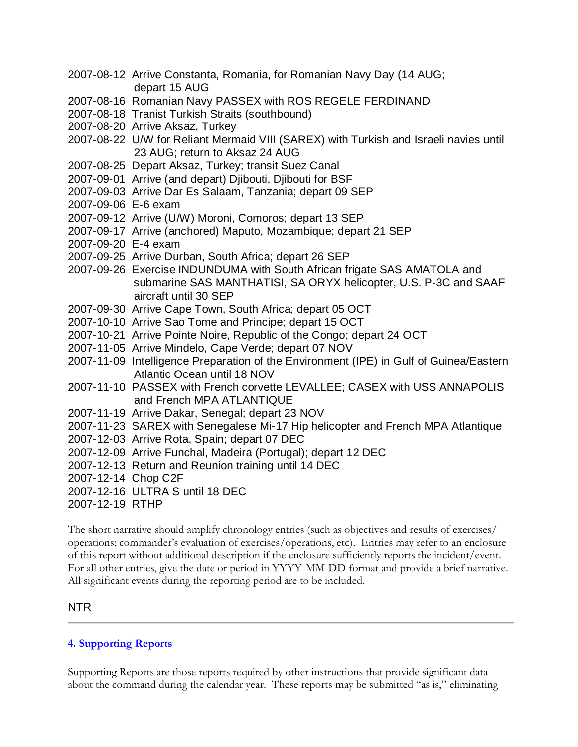2007-08-12 Arrive Constanta, Romania, for Romanian Navy Day (14 AUG; depart 15 AUG
2007-08-16 Romanian Navy PASSEX with ROS REGELE FERDINAND
2007-08-18 Tranist Turkish Straits (southbound)
2007-08-20 Arrive Aksaz, Turkey
2007-08-22 U/W for Reliant Mermaid VIII (SAREX) with Turkish and Israeli navies until 23 AUG; return to Aksaz 24 AUG
2007-08-25 Depart Aksaz, Turkey; transit Suez Canal
2007-09-01 Arrive (and depart) Djibouti, Djibouti for BSF
2007-09-03 Arrive Dar Es Salaam, Tanzania; depart 09 SEP
2007-09-06 E-6 exam
2007-09-12 Arrive (U/W) Moroni, Comoros; depart 13 SEP
2007-09-17 Arrive (anchored) Maputo, Mozambique; depart 21 SEP
2007-09-20 E-4 exam
2007-09-25 Arrive Durban, South Africa; depart 26 SEP
2007-09-26 Exercise INDUNDUMA with South African frigate SAS AMATOLA and submarine SAS MANTHATISI, SA ORYX helicopter, U.S. P-3C and SAAF aircraft until 30 SEP
2007-09-30 Arrive Cape Town, South Africa; depart 05 OCT
2007-10-10 Arrive Sao Tome and Principe; depart 15 OCT
2007-10-21 Arrive Pointe Noire, Republic of the Congo; depart 24 OCT
2007-11-05 Arrive Mindelo, Cape Verde; depart 07 NOV
2007-11-09 Intelligence Preparation of the Environment (IPE) in Gulf of Guinea/Eastern Atlantic Ocean until 18 NOV
2007-11-10 PASSEX with French corvette LEVALLEE; CASEX with USS ANNAPOLIS and French MPA ATLANTIQUE
2007-11-19 Arrive Dakar, Senegal; depart 23 NOV
2007-11-23 SAREX with Senegalese Mi-17 Hip helicopter and French MPA Atlantique
2007-12-03 Arrive Rota, Spain; depart 07 DEC
2007-12-09 Arrive Funchal, Madeira (Portugal); depart 12 DEC
2007-12-13 Return and Reunion training until 14 DEC
2007-12-14 Chop C2F
2007-12-16 ULTRA S until 18 DEC
2007-12-19 RTHP

The short narrative should amplify chronology entries (such as objectives and results of exercises/ operations; commander's evaluation of exercises/operations, etc). Entries may refer to an enclosure of this report without additional description if the enclosure sufficiently reports the incident/event. For all other entries, give the date or period in YYYY-MM-DD format and provide a brief narrative. All significant events during the reporting period are to be included.

NTR

---

## 4. Supporting Reports

Supporting Reports are those reports required by other instructions that provide significant data about the command during the calendar year. These reports may be submitted "as is," eliminating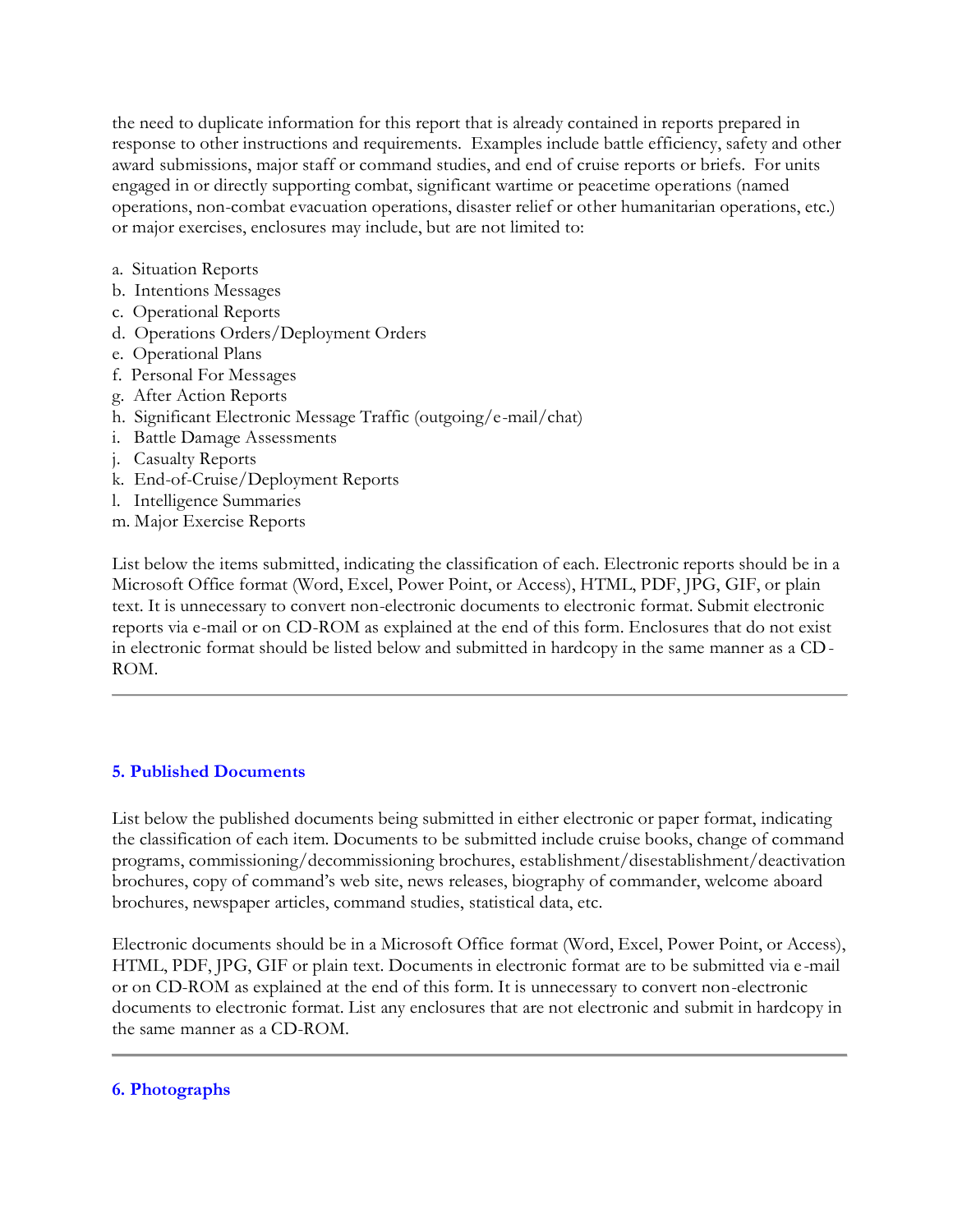the need to duplicate information for this report that is already contained in reports prepared in response to other instructions and requirements. Examples include battle efficiency, safety and other award submissions, major staff or command studies, and end of cruise reports or briefs. For units engaged in or directly supporting combat, significant wartime or peacetime operations (named operations, non-combat evacuation operations, disaster relief or other humanitarian operations, etc.) or major exercises, enclosures may include, but are not limited to:

a. Situation Reports
b. Intentions Messages
c. Operational Reports
d. Operations Orders/Deployment Orders
e. Operational Plans
f. Personal For Messages
g. After Action Reports
h. Significant Electronic Message Traffic (outgoing/e-mail/chat)
i. Battle Damage Assessments
j. Casualty Reports
k. End-of-Cruise/Deployment Reports
l. Intelligence Summaries
m. Major Exercise Reports

List below the items submitted, indicating the classification of each. Electronic reports should be in a Microsoft Office format (Word, Excel, Power Point, or Access), HTML, PDF, JPG, GIF, or plain text. It is unnecessary to convert non-electronic documents to electronic format. Submit electronic reports via e-mail or on CD-ROM as explained at the end of this form. Enclosures that do not exist in electronic format should be listed below and submitted in hardcopy in the same manner as a CD-ROM.

---

## 5. Published Documents

List below the published documents being submitted in either electronic or paper format, indicating the classification of each item. Documents to be submitted include cruise books, change of command programs, commissioning/decommissioning brochures, establishment/disestablishment/deactivation brochures, copy of command's web site, news releases, biography of commander, welcome aboard brochures, newspaper articles, command studies, statistical data, etc.

Electronic documents should be in a Microsoft Office format (Word, Excel, Power Point, or Access), HTML, PDF, JPG, GIF or plain text. Documents in electronic format are to be submitted via e-mail or on CD-ROM as explained at the end of this form. It is unnecessary to convert non-electronic documents to electronic format. List any enclosures that are not electronic and submit in hardcopy in the same manner as a CD-ROM.

---

## 6. Photographs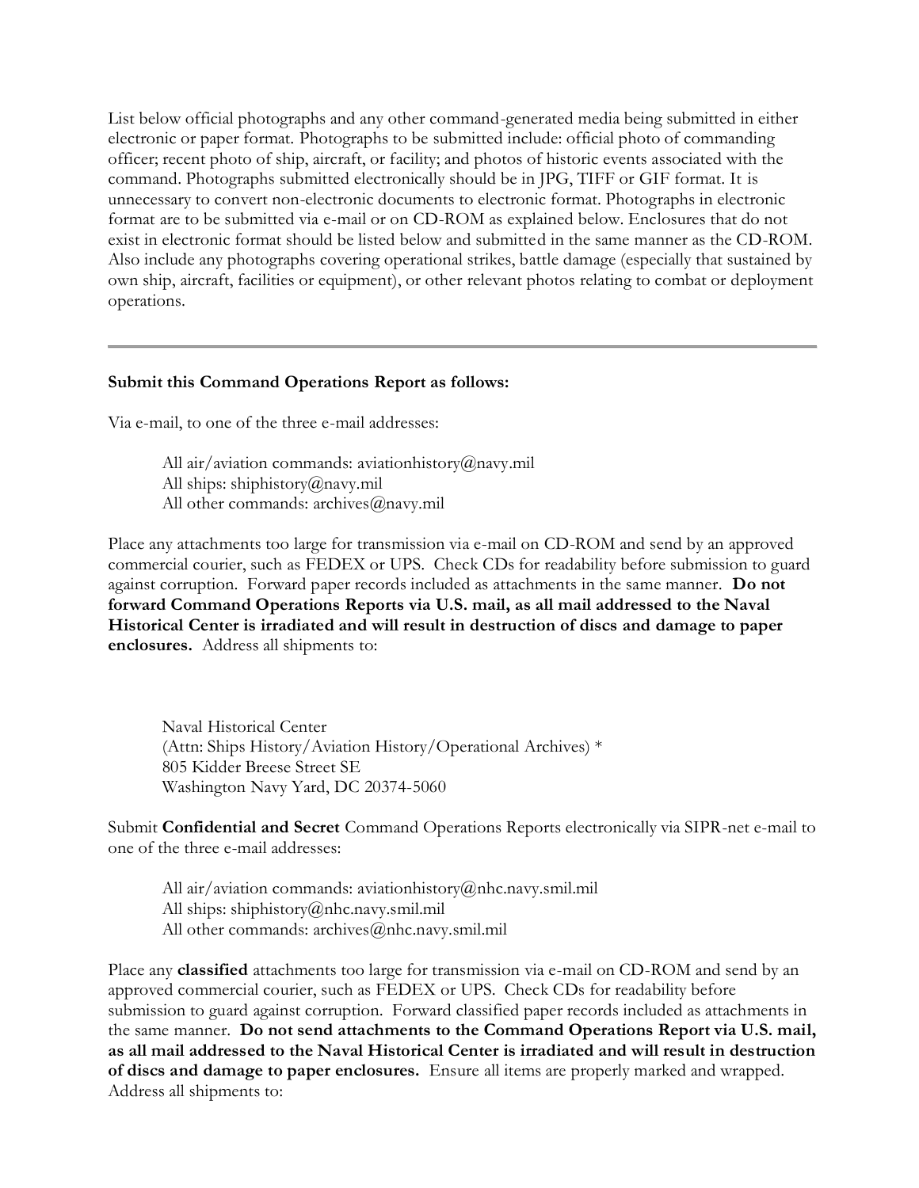List below official photographs and any other command-generated media being submitted in either electronic or paper format. Photographs to be submitted include: official photo of commanding officer; recent photo of ship, aircraft, or facility; and photos of historic events associated with the command. Photographs submitted electronically should be in JPG, TIFF or GIF format. It is unnecessary to convert non-electronic documents to electronic format. Photographs in electronic format are to be submitted via e-mail or on CD-ROM as explained below. Enclosures that do not exist in electronic format should be listed below and submitted in the same manner as the CD-ROM. Also include any photographs covering operational strikes, battle damage (especially that sustained by own ship, aircraft, facilities or equipment), or other relevant photos relating to combat or deployment operations.

---

**Submit this Command Operations Report as follows:**

Via e-mail, to one of the three e-mail addresses:

> All air/aviation commands: aviationhistory@navy.mil
> All ships: shiphistory@navy.mil
> All other commands: archives@navy.mil

Place any attachments too large for transmission via e-mail on CD-ROM and send by an approved commercial courier, such as FEDEX or UPS. Check CDs for readability before submission to guard against corruption. Forward paper records included as attachments in the same manner. **Do not forward Command Operations Reports via U.S. mail, as all mail addressed to the Naval Historical Center is irradiated and will result in destruction of discs and damage to paper enclosures.** Address all shipments to:

> Naval Historical Center
> (Attn: Ships History/Aviation History/Operational Archives) *
> 805 Kidder Breese Street SE
> Washington Navy Yard, DC 20374-5060

Submit **Confidential and Secret** Command Operations Reports electronically via SIPR-net e-mail to one of the three e-mail addresses:

> All air/aviation commands: aviationhistory@nhc.navy.smil.mil
> All ships: shiphistory@nhc.navy.smil.mil
> All other commands: archives@nhc.navy.smil.mil

Place any **classified** attachments too large for transmission via e-mail on CD-ROM and send by an approved commercial courier, such as FEDEX or UPS. Check CDs for readability before submission to guard against corruption. Forward classified paper records included as attachments in the same manner. **Do not send attachments to the Command Operations Report via U.S. mail, as all mail addressed to the Naval Historical Center is irradiated and will result in destruction of discs and damage to paper enclosures.** Ensure all items are properly marked and wrapped. Address all shipments to: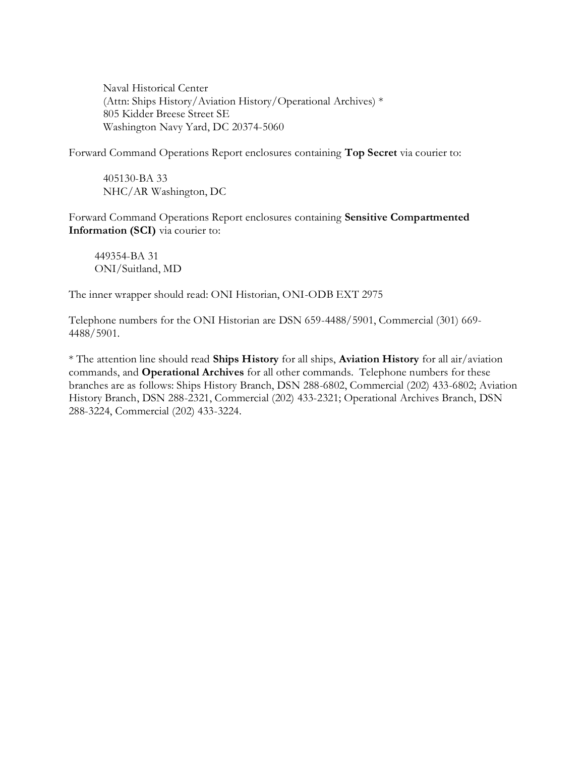Naval Historical Center
(Attn: Ships History/Aviation History/Operational Archives) *
805 Kidder Breese Street SE
Washington Navy Yard, DC 20374-5060

Forward Command Operations Report enclosures containing **Top Secret** via courier to:

405130-BA 33
NHC/AR Washington, DC

Forward Command Operations Report enclosures containing **Sensitive Compartmented Information (SCI)** via courier to:

449354-BA 31
ONI/Suitland, MD

The inner wrapper should read: ONI Historian, ONI-ODB EXT 2975

Telephone numbers for the ONI Historian are DSN 659-4488/5901, Commercial (301) 669-4488/5901.

* The attention line should read **Ships History** for all ships, **Aviation History** for all air/aviation commands, and **Operational Archives** for all other commands. Telephone numbers for these branches are as follows: Ships History Branch, DSN 288-6802, Commercial (202) 433-6802; Aviation History Branch, DSN 288-2321, Commercial (202) 433-2321; Operational Archives Branch, DSN 288-3224, Commercial (202) 433-3224.